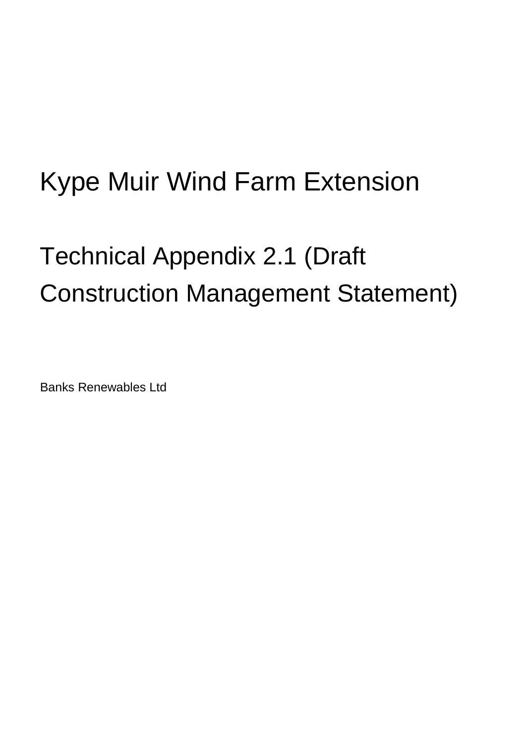# Kype Muir Wind Farm Extension

## Technical Appendix 2.1 (Draft Construction Management Statement)

Banks Renewables Ltd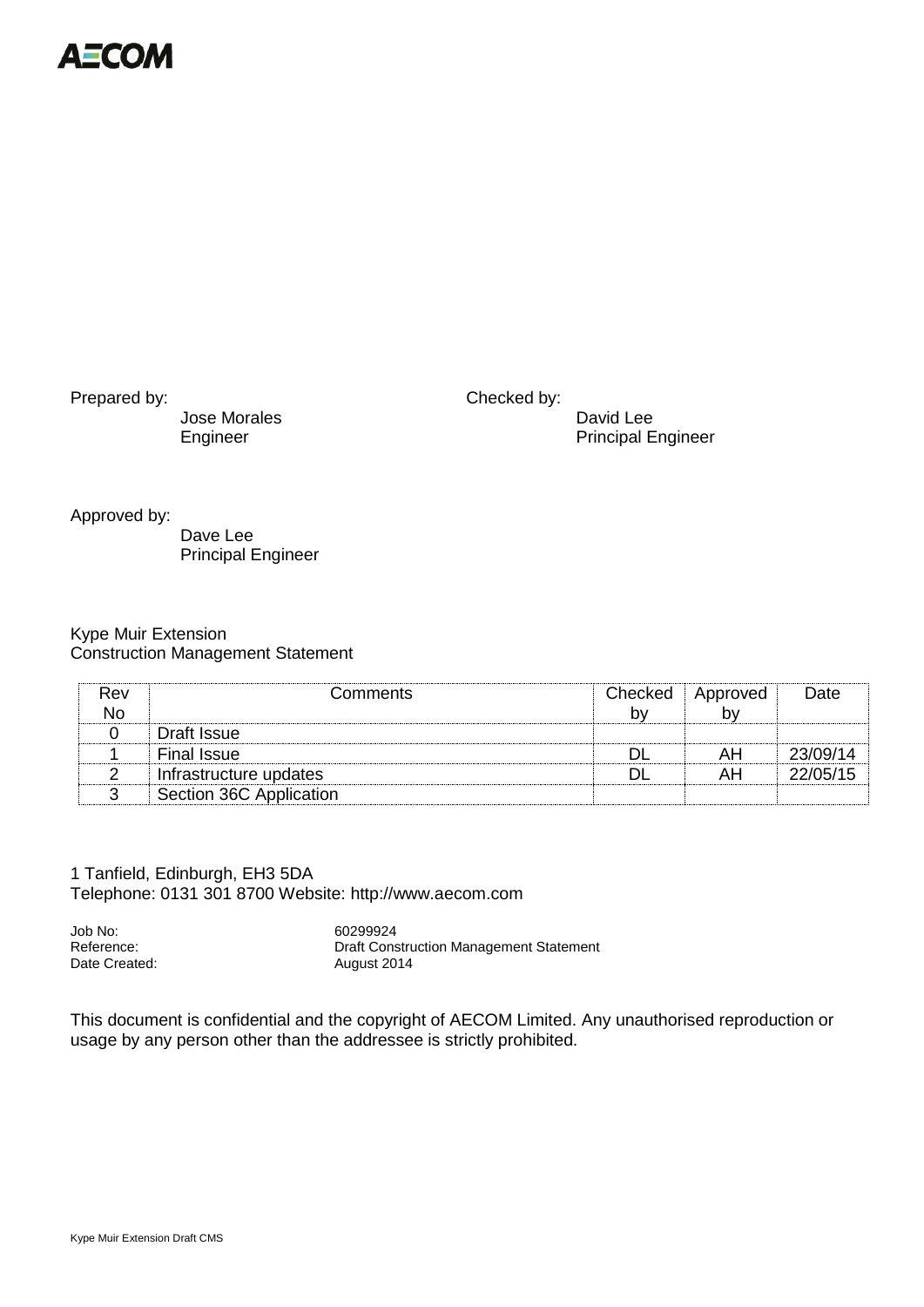AECOM

Prepared by:
Jose Morales
Engineer

Checked by:
David Lee
Principal Engineer

Approved by:
Dave Lee
Principal Engineer

Kype Muir Extension
Construction Management Statement

| Rev No | Comments | Checked by | Approved by | Date |
| --- | --- | --- | --- | --- |
| 0 | Draft Issue | | | |
| 1 | Final Issue | DL | AH | 23/09/14 |
| 2 | Infrastructure updates | DL | AH | 22/05/15 |
| 3 | Section 36C Application | | | |

1 Tanfield, Edinburgh, EH3 5DA
Telephone: 0131 301 8700 Website: http://www.aecom.com

Job No: 60299924
Reference: Draft Construction Management Statement
Date Created: August 2014

This document is confidential and the copyright of AECOM Limited. Any unauthorised reproduction or usage by any person other than the addressee is strictly prohibited.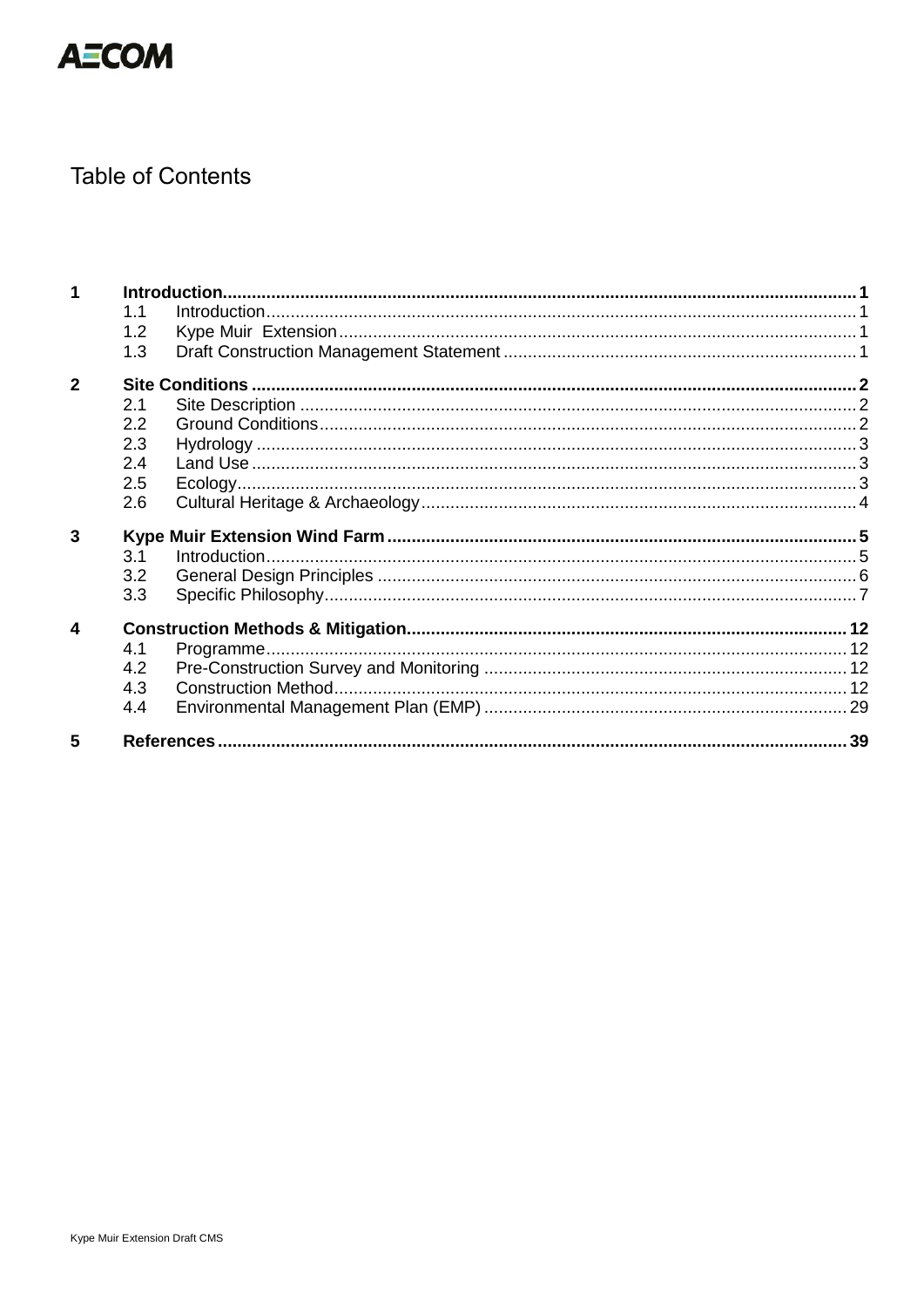# Table of Contents

| | | | |
|---|---|---|---|
| **1** | **Introduction** | | **1** |
| | 1.1 | Introduction | 1 |
| | 1.2 | Kype Muir Extension | 1 |
| | 1.3 | Draft Construction Management Statement | 1 |
| **2** | **Site Conditions** | | **2** |
| | 2.1 | Site Description | 2 |
| | 2.2 | Ground Conditions | 2 |
| | 2.3 | Hydrology | 3 |
| | 2.4 | Land Use | 3 |
| | 2.5 | Ecology | 3 |
| | 2.6 | Cultural Heritage & Archaeology | 4 |
| **3** | **Kype Muir Extension Wind Farm** | | **5** |
| | 3.1 | Introduction | 5 |
| | 3.2 | General Design Principles | 6 |
| | 3.3 | Specific Philosophy | 7 |
| **4** | **Construction Methods & Mitigation** | | **12** |
| | 4.1 | Programme | 12 |
| | 4.2 | Pre-Construction Survey and Monitoring | 12 |
| | 4.3 | Construction Method | 12 |
| | 4.4 | Environmental Management Plan (EMP) | 29 |
| **5** | **References** | | **39** |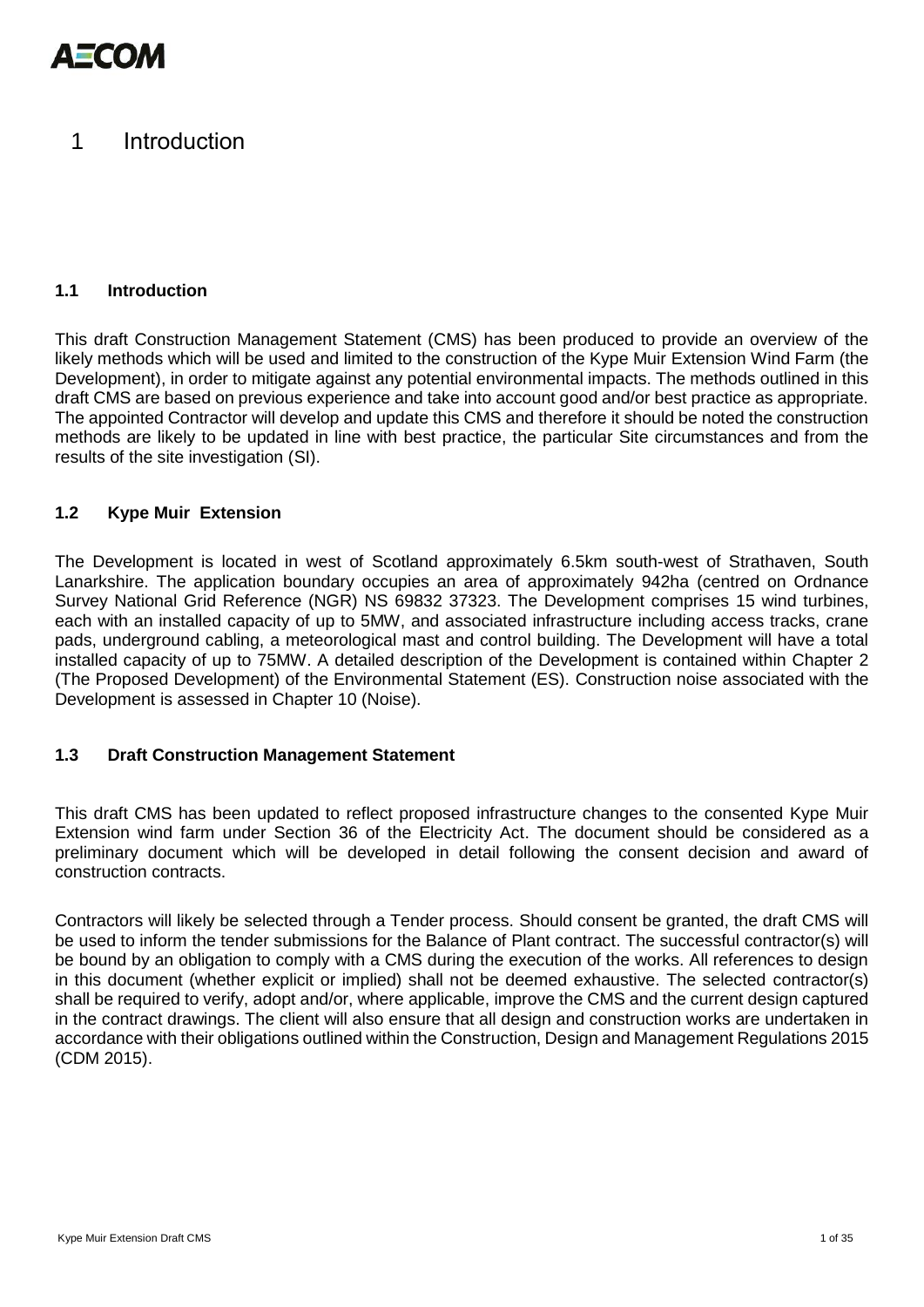# 1 Introduction

### 1.1 Introduction

This draft Construction Management Statement (CMS) has been produced to provide an overview of the likely methods which will be used and limited to the construction of the Kype Muir Extension Wind Farm (the Development), in order to mitigate against any potential environmental impacts. The methods outlined in this draft CMS are based on previous experience and take into account good and/or best practice as appropriate. The appointed Contractor will develop and update this CMS and therefore it should be noted the construction methods are likely to be updated in line with best practice, the particular Site circumstances and from the results of the site investigation (SI).

### 1.2 Kype Muir Extension

The Development is located in west of Scotland approximately 6.5km south-west of Strathaven, South Lanarkshire. The application boundary occupies an area of approximately 942ha (centred on Ordnance Survey National Grid Reference (NGR) NS 69832 37323. The Development comprises 15 wind turbines, each with an installed capacity of up to 5MW, and associated infrastructure including access tracks, crane pads, underground cabling, a meteorological mast and control building. The Development will have a total installed capacity of up to 75MW. A detailed description of the Development is contained within Chapter 2 (The Proposed Development) of the Environmental Statement (ES). Construction noise associated with the Development is assessed in Chapter 10 (Noise).

### 1.3 Draft Construction Management Statement

This draft CMS has been updated to reflect proposed infrastructure changes to the consented Kype Muir Extension wind farm under Section 36 of the Electricity Act. The document should be considered as a preliminary document which will be developed in detail following the consent decision and award of construction contracts.

Contractors will likely be selected through a Tender process. Should consent be granted, the draft CMS will be used to inform the tender submissions for the Balance of Plant contract. The successful contractor(s) will be bound by an obligation to comply with a CMS during the execution of the works. All references to design in this document (whether explicit or implied) shall not be deemed exhaustive. The selected contractor(s) shall be required to verify, adopt and/or, where applicable, improve the CMS and the current design captured in the contract drawings. The client will also ensure that all design and construction works are undertaken in accordance with their obligations outlined within the Construction, Design and Management Regulations 2015 (CDM 2015).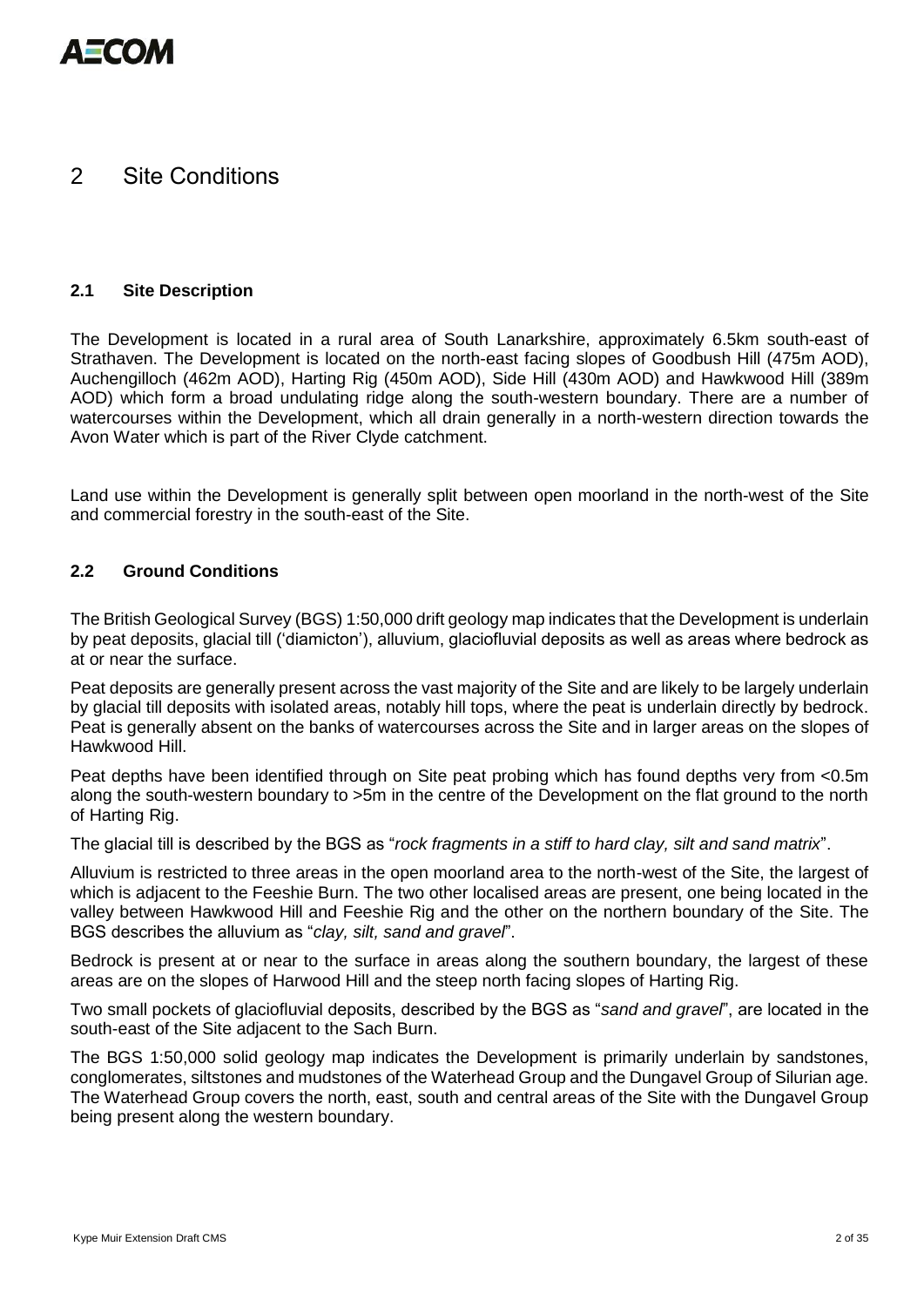# 2 Site Conditions

## 2.1 Site Description

The Development is located in a rural area of South Lanarkshire, approximately 6.5km south-east of Strathaven. The Development is located on the north-east facing slopes of Goodbush Hill (475m AOD), Auchengilloch (462m AOD), Harting Rig (450m AOD), Side Hill (430m AOD) and Hawkwood Hill (389m AOD) which form a broad undulating ridge along the south-western boundary. There are a number of watercourses within the Development, which all drain generally in a north-western direction towards the Avon Water which is part of the River Clyde catchment.

Land use within the Development is generally split between open moorland in the north-west of the Site and commercial forestry in the south-east of the Site.

## 2.2 Ground Conditions

The British Geological Survey (BGS) 1:50,000 drift geology map indicates that the Development is underlain by peat deposits, glacial till ('diamicton'), alluvium, glaciofluvial deposits as well as areas where bedrock as at or near the surface.

Peat deposits are generally present across the vast majority of the Site and are likely to be largely underlain by glacial till deposits with isolated areas, notably hill tops, where the peat is underlain directly by bedrock. Peat is generally absent on the banks of watercourses across the Site and in larger areas on the slopes of Hawkwood Hill.

Peat depths have been identified through on Site peat probing which has found depths very from <0.5m along the south-western boundary to >5m in the centre of the Development on the flat ground to the north of Harting Rig.

The glacial till is described by the BGS as "*rock fragments in a stiff to hard clay, silt and sand matrix*".

Alluvium is restricted to three areas in the open moorland area to the north-west of the Site, the largest of which is adjacent to the Feeshie Burn. The two other localised areas are present, one being located in the valley between Hawkwood Hill and Feeshie Rig and the other on the northern boundary of the Site. The BGS describes the alluvium as "*clay, silt, sand and gravel*".

Bedrock is present at or near to the surface in areas along the southern boundary, the largest of these areas are on the slopes of Harwood Hill and the steep north facing slopes of Harting Rig.

Two small pockets of glaciofluvial deposits, described by the BGS as "*sand and gravel*", are located in the south-east of the Site adjacent to the Sach Burn.

The BGS 1:50,000 solid geology map indicates the Development is primarily underlain by sandstones, conglomerates, siltstones and mudstones of the Waterhead Group and the Dungavel Group of Silurian age. The Waterhead Group covers the north, east, south and central areas of the Site with the Dungavel Group being present along the western boundary.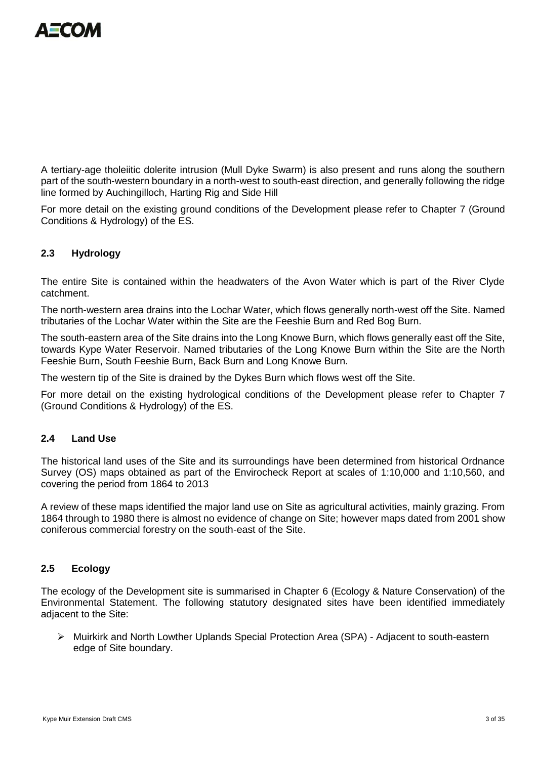A tertiary-age tholeiitic dolerite intrusion (Mull Dyke Swarm) is also present and runs along the southern part of the south-western boundary in a north-west to south-east direction, and generally following the ridge line formed by Auchingilloch, Harting Rig and Side Hill

For more detail on the existing ground conditions of the Development please refer to Chapter 7 (Ground Conditions & Hydrology) of the ES.

## 2.3 Hydrology

The entire Site is contained within the headwaters of the Avon Water which is part of the River Clyde catchment.

The north-western area drains into the Lochar Water, which flows generally north-west off the Site. Named tributaries of the Lochar Water within the Site are the Feeshie Burn and Red Bog Burn.

The south-eastern area of the Site drains into the Long Knowe Burn, which flows generally east off the Site, towards Kype Water Reservoir. Named tributaries of the Long Knowe Burn within the Site are the North Feeshie Burn, South Feeshie Burn, Back Burn and Long Knowe Burn.

The western tip of the Site is drained by the Dykes Burn which flows west off the Site.

For more detail on the existing hydrological conditions of the Development please refer to Chapter 7 (Ground Conditions & Hydrology) of the ES.

## 2.4 Land Use

The historical land uses of the Site and its surroundings have been determined from historical Ordnance Survey (OS) maps obtained as part of the Envirocheck Report at scales of 1:10,000 and 1:10,560, and covering the period from 1864 to 2013

A review of these maps identified the major land use on Site as agricultural activities, mainly grazing. From 1864 through to 1980 there is almost no evidence of change on Site; however maps dated from 2001 show coniferous commercial forestry on the south-east of the Site.

## 2.5 Ecology

The ecology of the Development site is summarised in Chapter 6 (Ecology & Nature Conservation) of the Environmental Statement. The following statutory designated sites have been identified immediately adjacent to the Site:

- Muirkirk and North Lowther Uplands Special Protection Area (SPA) - Adjacent to south-eastern edge of Site boundary.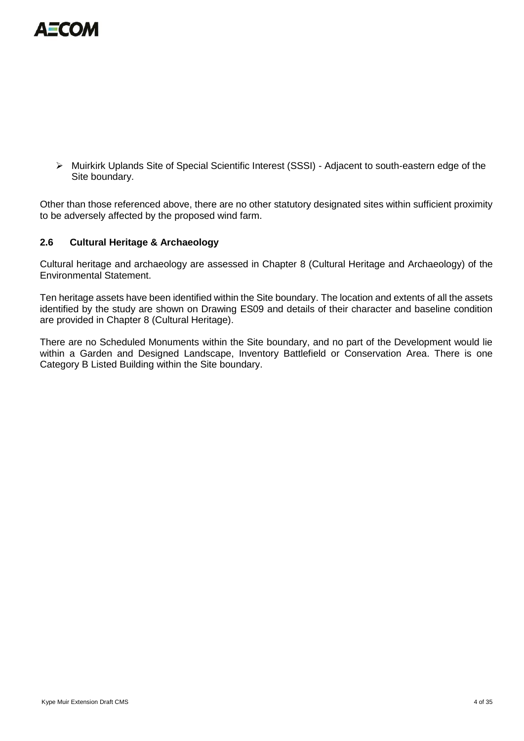- Muirkirk Uplands Site of Special Scientific Interest (SSSI) - Adjacent to south-eastern edge of the Site boundary.

Other than those referenced above, there are no other statutory designated sites within sufficient proximity to be adversely affected by the proposed wind farm.

### 2.6 Cultural Heritage & Archaeology

Cultural heritage and archaeology are assessed in Chapter 8 (Cultural Heritage and Archaeology) of the Environmental Statement.

Ten heritage assets have been identified within the Site boundary. The location and extents of all the assets identified by the study are shown on Drawing ES09 and details of their character and baseline condition are provided in Chapter 8 (Cultural Heritage).

There are no Scheduled Monuments within the Site boundary, and no part of the Development would lie within a Garden and Designed Landscape, Inventory Battlefield or Conservation Area. There is one Category B Listed Building within the Site boundary.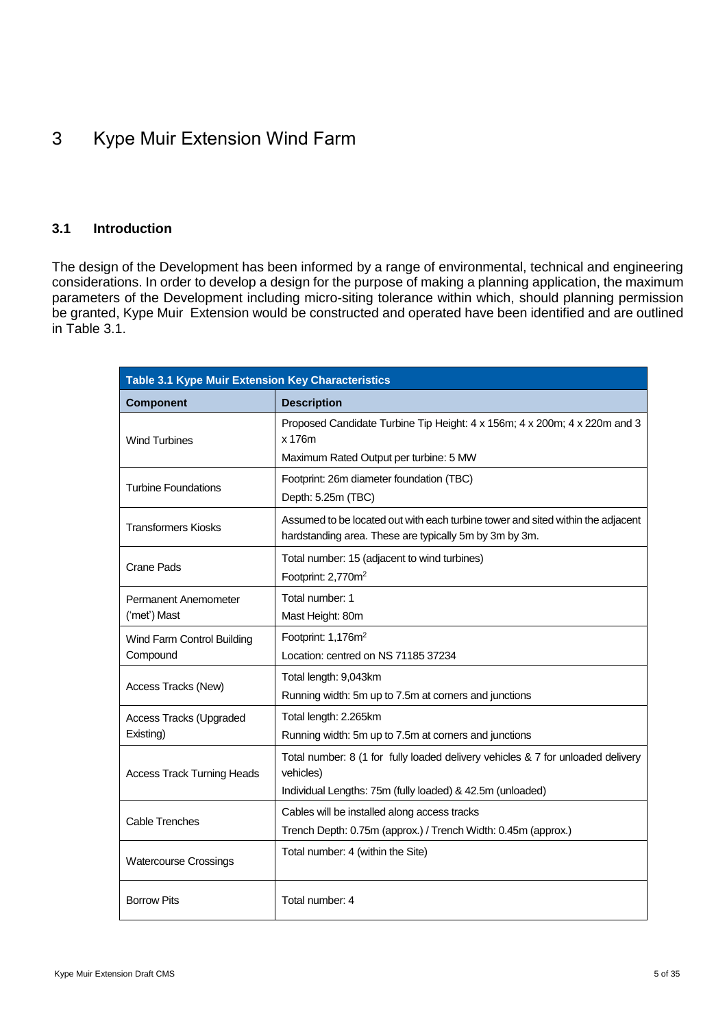# 3 Kype Muir Extension Wind Farm

## 3.1 Introduction

The design of the Development has been informed by a range of environmental, technical and engineering considerations. In order to develop a design for the purpose of making a planning application, the maximum parameters of the Development including micro-siting tolerance within which, should planning permission be granted, Kype Muir Extension would be constructed and operated have been identified and are outlined in Table 3.1.

**Table 3.1 Kype Muir Extension Key Characteristics**

| Component | Description |
|---|---|
| Wind Turbines | Proposed Candidate Turbine Tip Height: 4 x 156m; 4 x 200m; 4 x 220m and 3 x 176m<br>Maximum Rated Output per turbine: 5 MW |
| Turbine Foundations | Footprint: 26m diameter foundation (TBC)<br>Depth: 5.25m (TBC) |
| Transformers Kiosks | Assumed to be located out with each turbine tower and sited within the adjacent hardstanding area. These are typically 5m by 3m by 3m. |
| Crane Pads | Total number: 15 (adjacent to wind turbines)<br>Footprint: 2,770m$^2$ |
| Permanent Anemometer ('met') Mast | Total number: 1<br>Mast Height: 80m |
| Wind Farm Control Building Compound | Footprint: 1,176m$^2$<br>Location: centred on NS 71185 37234 |
| Access Tracks (New) | Total length: 9,043km<br>Running width: 5m up to 7.5m at corners and junctions |
| Access Tracks (Upgraded Existing) | Total length: 2.265km<br>Running width: 5m up to 7.5m at corners and junctions |
| Access Track Turning Heads | Total number: 8 (1 for fully loaded delivery vehicles & 7 for unloaded delivery vehicles)<br>Individual Lengths: 75m (fully loaded) & 42.5m (unloaded) |
| Cable Trenches | Cables will be installed along access tracks<br>Trench Depth: 0.75m (approx.) / Trench Width: 0.45m (approx.) |
| Watercourse Crossings | Total number: 4 (within the Site) |
| Borrow Pits | Total number: 4 |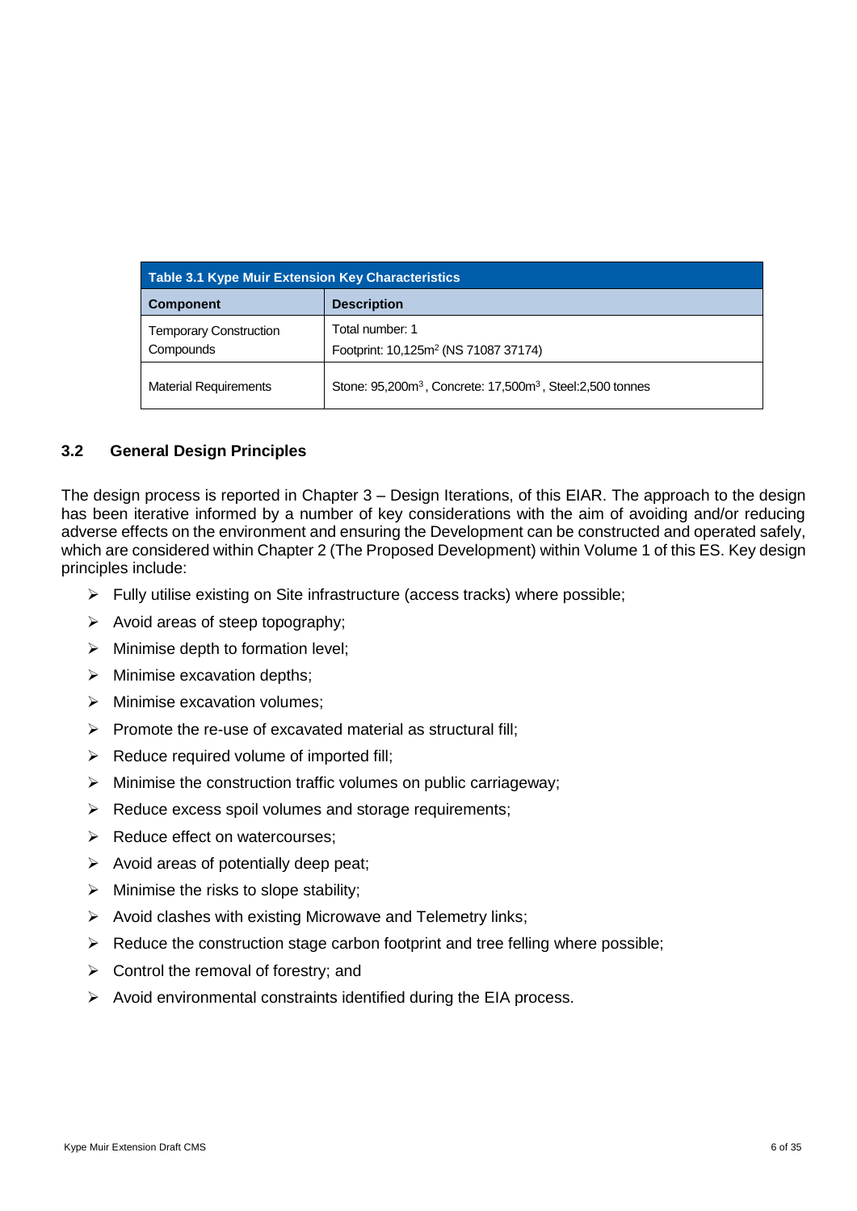| Table 3.1 Kype Muir Extension Key Characteristics | |
|---|---|
| **Component** | **Description** |
| Temporary Construction Compounds | Total number: 1<br>Footprint: 10,125m$^2$ (NS 71087 37174) |
| Material Requirements | Stone: 95,200m$^3$ , Concrete: 17,500m$^3$ , Steel:2,500 tonnes |

## 3.2 General Design Principles

The design process is reported in Chapter 3 – Design Iterations, of this EIAR. The approach to the design has been iterative informed by a number of key considerations with the aim of avoiding and/or reducing adverse effects on the environment and ensuring the Development can be constructed and operated safely, which are considered within Chapter 2 (The Proposed Development) within Volume 1 of this ES. Key design principles include:

- Fully utilise existing on Site infrastructure (access tracks) where possible;
- Avoid areas of steep topography;
- Minimise depth to formation level;
- Minimise excavation depths;
- Minimise excavation volumes;
- Promote the re-use of excavated material as structural fill;
- Reduce required volume of imported fill;
- Minimise the construction traffic volumes on public carriageway;
- Reduce excess spoil volumes and storage requirements;
- Reduce effect on watercourses;
- Avoid areas of potentially deep peat;
- Minimise the risks to slope stability;
- Avoid clashes with existing Microwave and Telemetry links;
- Reduce the construction stage carbon footprint and tree felling where possible;
- Control the removal of forestry; and
- Avoid environmental constraints identified during the EIA process.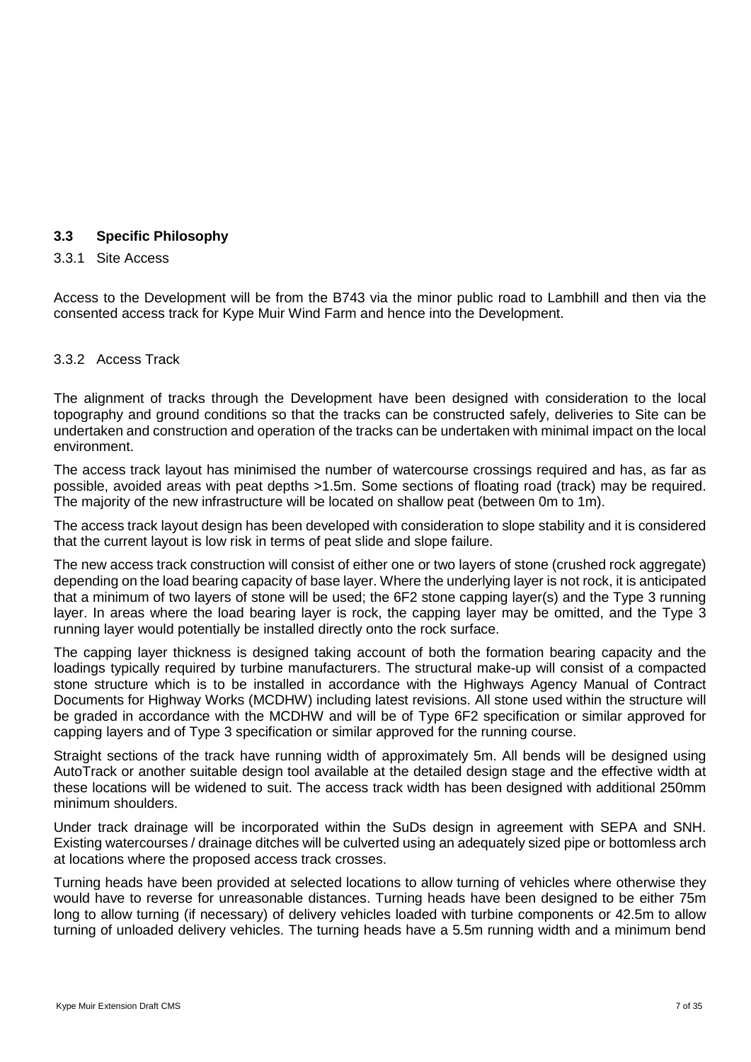### 3.3 Specific Philosophy

#### 3.3.1 Site Access

Access to the Development will be from the B743 via the minor public road to Lambhill and then via the consented access track for Kype Muir Wind Farm and hence into the Development.

#### 3.3.2 Access Track

The alignment of tracks through the Development have been designed with consideration to the local topography and ground conditions so that the tracks can be constructed safely, deliveries to Site can be undertaken and construction and operation of the tracks can be undertaken with minimal impact on the local environment.

The access track layout has minimised the number of watercourse crossings required and has, as far as possible, avoided areas with peat depths >1.5m. Some sections of floating road (track) may be required. The majority of the new infrastructure will be located on shallow peat (between 0m to 1m).

The access track layout design has been developed with consideration to slope stability and it is considered that the current layout is low risk in terms of peat slide and slope failure.

The new access track construction will consist of either one or two layers of stone (crushed rock aggregate) depending on the load bearing capacity of base layer. Where the underlying layer is not rock, it is anticipated that a minimum of two layers of stone will be used; the 6F2 stone capping layer(s) and the Type 3 running layer. In areas where the load bearing layer is rock, the capping layer may be omitted, and the Type 3 running layer would potentially be installed directly onto the rock surface.

The capping layer thickness is designed taking account of both the formation bearing capacity and the loadings typically required by turbine manufacturers. The structural make-up will consist of a compacted stone structure which is to be installed in accordance with the Highways Agency Manual of Contract Documents for Highway Works (MCDHW) including latest revisions. All stone used within the structure will be graded in accordance with the MCDHW and will be of Type 6F2 specification or similar approved for capping layers and of Type 3 specification or similar approved for the running course.

Straight sections of the track have running width of approximately 5m. All bends will be designed using AutoTrack or another suitable design tool available at the detailed design stage and the effective width at these locations will be widened to suit. The access track width has been designed with additional 250mm minimum shoulders.

Under track drainage will be incorporated within the SuDs design in agreement with SEPA and SNH. Existing watercourses / drainage ditches will be culverted using an adequately sized pipe or bottomless arch at locations where the proposed access track crosses.

Turning heads have been provided at selected locations to allow turning of vehicles where otherwise they would have to reverse for unreasonable distances. Turning heads have been designed to be either 75m long to allow turning (if necessary) of delivery vehicles loaded with turbine components or 42.5m to allow turning of unloaded delivery vehicles. The turning heads have a 5.5m running width and a minimum bend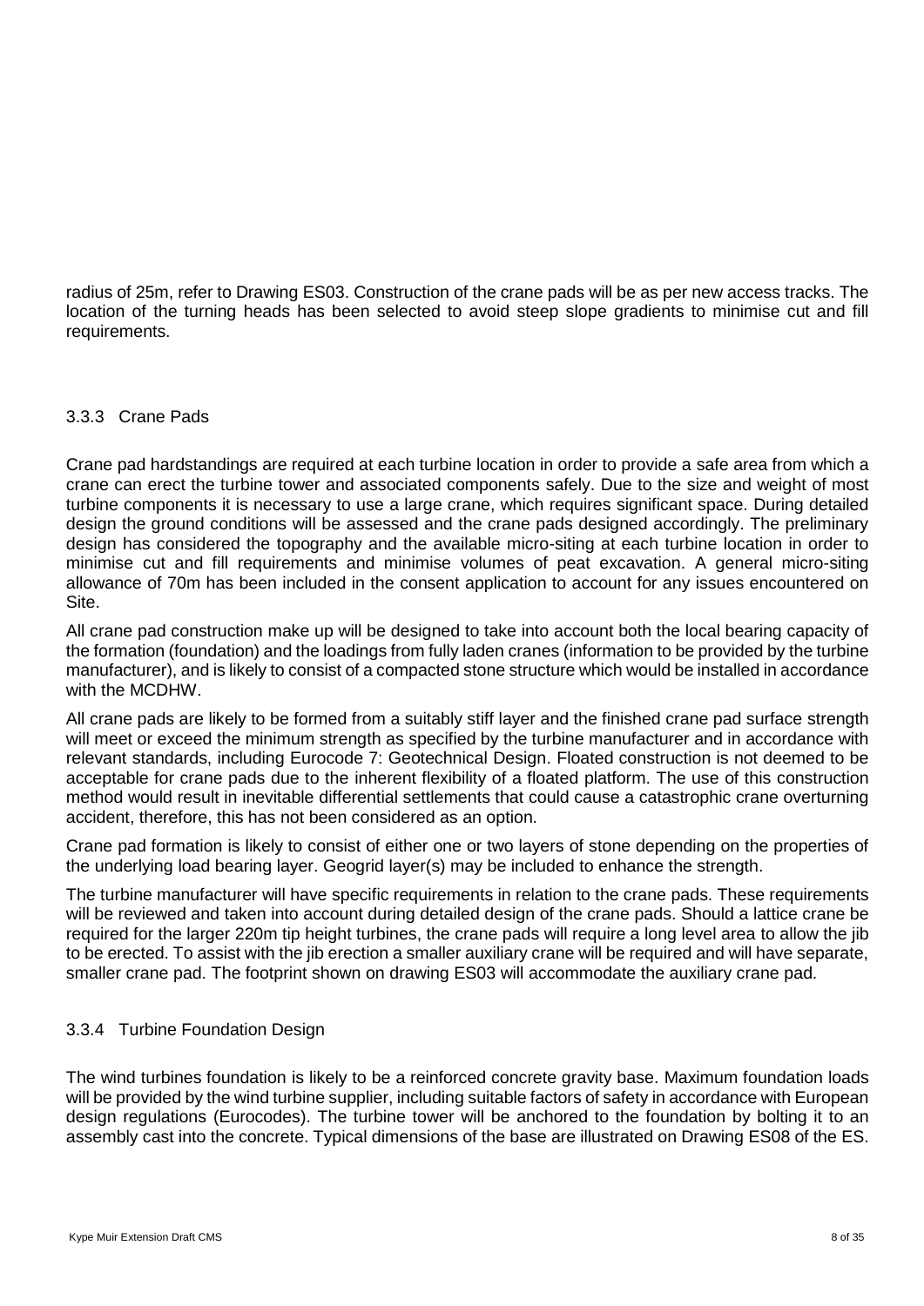radius of 25m, refer to Drawing ES03. Construction of the crane pads will be as per new access tracks. The location of the turning heads has been selected to avoid steep slope gradients to minimise cut and fill requirements.

### 3.3.3 Crane Pads

Crane pad hardstandings are required at each turbine location in order to provide a safe area from which a crane can erect the turbine tower and associated components safely. Due to the size and weight of most turbine components it is necessary to use a large crane, which requires significant space. During detailed design the ground conditions will be assessed and the crane pads designed accordingly. The preliminary design has considered the topography and the available micro-siting at each turbine location in order to minimise cut and fill requirements and minimise volumes of peat excavation. A general micro-siting allowance of 70m has been included in the consent application to account for any issues encountered on Site.

All crane pad construction make up will be designed to take into account both the local bearing capacity of the formation (foundation) and the loadings from fully laden cranes (information to be provided by the turbine manufacturer), and is likely to consist of a compacted stone structure which would be installed in accordance with the MCDHW.

All crane pads are likely to be formed from a suitably stiff layer and the finished crane pad surface strength will meet or exceed the minimum strength as specified by the turbine manufacturer and in accordance with relevant standards, including Eurocode 7: Geotechnical Design. Floated construction is not deemed to be acceptable for crane pads due to the inherent flexibility of a floated platform. The use of this construction method would result in inevitable differential settlements that could cause a catastrophic crane overturning accident, therefore, this has not been considered as an option.

Crane pad formation is likely to consist of either one or two layers of stone depending on the properties of the underlying load bearing layer. Geogrid layer(s) may be included to enhance the strength.

The turbine manufacturer will have specific requirements in relation to the crane pads. These requirements will be reviewed and taken into account during detailed design of the crane pads. Should a lattice crane be required for the larger 220m tip height turbines, the crane pads will require a long level area to allow the jib to be erected. To assist with the jib erection a smaller auxiliary crane will be required and will have separate, smaller crane pad. The footprint shown on drawing ES03 will accommodate the auxiliary crane pad.

### 3.3.4 Turbine Foundation Design

The wind turbines foundation is likely to be a reinforced concrete gravity base. Maximum foundation loads will be provided by the wind turbine supplier, including suitable factors of safety in accordance with European design regulations (Eurocodes). The turbine tower will be anchored to the foundation by bolting it to an assembly cast into the concrete. Typical dimensions of the base are illustrated on Drawing ES08 of the ES.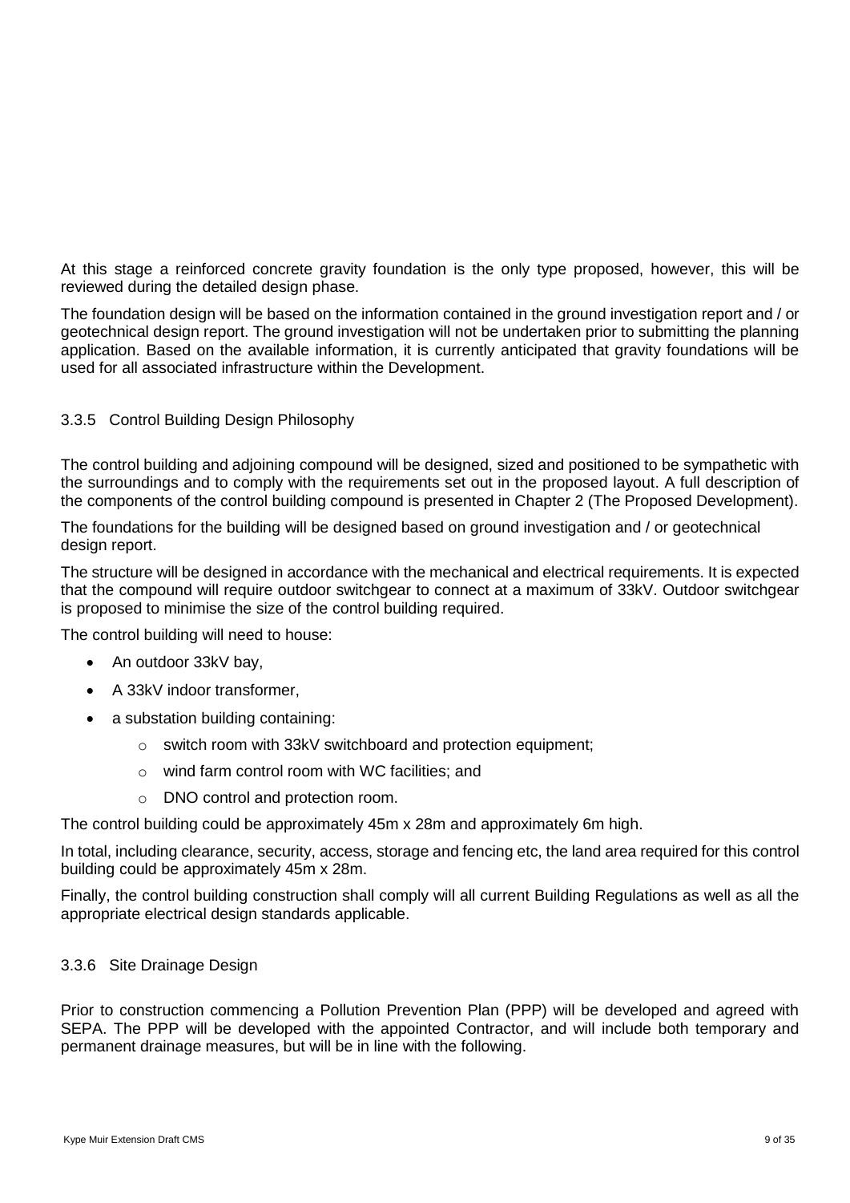At this stage a reinforced concrete gravity foundation is the only type proposed, however, this will be reviewed during the detailed design phase.

The foundation design will be based on the information contained in the ground investigation report and / or geotechnical design report. The ground investigation will not be undertaken prior to submitting the planning application. Based on the available information, it is currently anticipated that gravity foundations will be used for all associated infrastructure within the Development.

### 3.3.5 Control Building Design Philosophy

The control building and adjoining compound will be designed, sized and positioned to be sympathetic with the surroundings and to comply with the requirements set out in the proposed layout. A full description of the components of the control building compound is presented in Chapter 2 (The Proposed Development).

The foundations for the building will be designed based on ground investigation and / or geotechnical design report.

The structure will be designed in accordance with the mechanical and electrical requirements. It is expected that the compound will require outdoor switchgear to connect at a maximum of 33kV. Outdoor switchgear is proposed to minimise the size of the control building required.

The control building will need to house:

- An outdoor 33kV bay,
- A 33kV indoor transformer,
- a substation building containing:
  - switch room with 33kV switchboard and protection equipment;
  - wind farm control room with WC facilities; and
  - DNO control and protection room.

The control building could be approximately 45m x 28m and approximately 6m high.

In total, including clearance, security, access, storage and fencing etc, the land area required for this control building could be approximately 45m x 28m.

Finally, the control building construction shall comply will all current Building Regulations as well as all the appropriate electrical design standards applicable.

### 3.3.6 Site Drainage Design

Prior to construction commencing a Pollution Prevention Plan (PPP) will be developed and agreed with SEPA. The PPP will be developed with the appointed Contractor, and will include both temporary and permanent drainage measures, but will be in line with the following.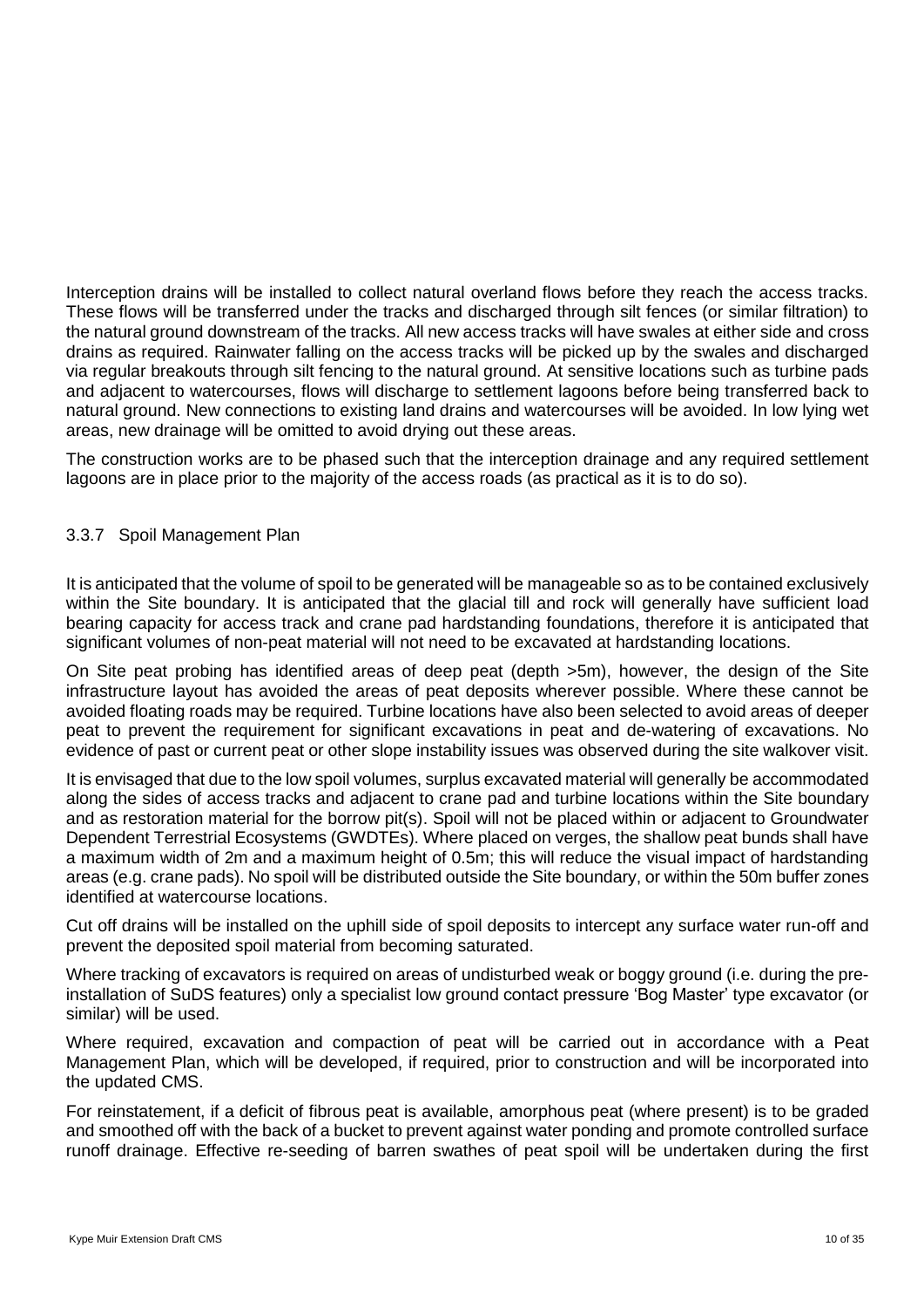Interception drains will be installed to collect natural overland flows before they reach the access tracks. These flows will be transferred under the tracks and discharged through silt fences (or similar filtration) to the natural ground downstream of the tracks. All new access tracks will have swales at either side and cross drains as required. Rainwater falling on the access tracks will be picked up by the swales and discharged via regular breakouts through silt fencing to the natural ground. At sensitive locations such as turbine pads and adjacent to watercourses, flows will discharge to settlement lagoons before being transferred back to natural ground. New connections to existing land drains and watercourses will be avoided. In low lying wet areas, new drainage will be omitted to avoid drying out these areas.

The construction works are to be phased such that the interception drainage and any required settlement lagoons are in place prior to the majority of the access roads (as practical as it is to do so).

### 3.3.7 Spoil Management Plan

It is anticipated that the volume of spoil to be generated will be manageable so as to be contained exclusively within the Site boundary. It is anticipated that the glacial till and rock will generally have sufficient load bearing capacity for access track and crane pad hardstanding foundations, therefore it is anticipated that significant volumes of non-peat material will not need to be excavated at hardstanding locations.

On Site peat probing has identified areas of deep peat (depth >5m), however, the design of the Site infrastructure layout has avoided the areas of peat deposits wherever possible. Where these cannot be avoided floating roads may be required. Turbine locations have also been selected to avoid areas of deeper peat to prevent the requirement for significant excavations in peat and de-watering of excavations. No evidence of past or current peat or other slope instability issues was observed during the site walkover visit.

It is envisaged that due to the low spoil volumes, surplus excavated material will generally be accommodated along the sides of access tracks and adjacent to crane pad and turbine locations within the Site boundary and as restoration material for the borrow pit(s). Spoil will not be placed within or adjacent to Groundwater Dependent Terrestrial Ecosystems (GWDTEs). Where placed on verges, the shallow peat bunds shall have a maximum width of 2m and a maximum height of 0.5m; this will reduce the visual impact of hardstanding areas (e.g. crane pads). No spoil will be distributed outside the Site boundary, or within the 50m buffer zones identified at watercourse locations.

Cut off drains will be installed on the uphill side of spoil deposits to intercept any surface water run-off and prevent the deposited spoil material from becoming saturated.

Where tracking of excavators is required on areas of undisturbed weak or boggy ground (i.e. during the pre-installation of SuDS features) only a specialist low ground contact pressure 'Bog Master' type excavator (or similar) will be used.

Where required, excavation and compaction of peat will be carried out in accordance with a Peat Management Plan, which will be developed, if required, prior to construction and will be incorporated into the updated CMS.

For reinstatement, if a deficit of fibrous peat is available, amorphous peat (where present) is to be graded and smoothed off with the back of a bucket to prevent against water ponding and promote controlled surface runoff drainage. Effective re-seeding of barren swathes of peat spoil will be undertaken during the first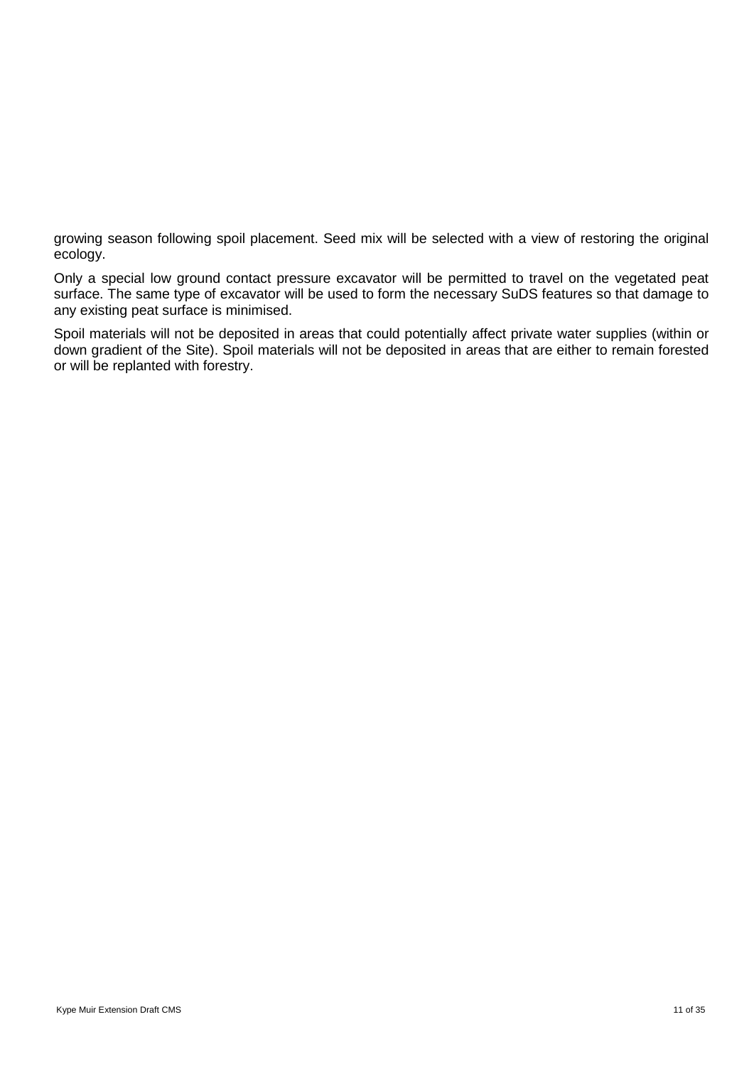growing season following spoil placement. Seed mix will be selected with a view of restoring the original ecology.

Only a special low ground contact pressure excavator will be permitted to travel on the vegetated peat surface. The same type of excavator will be used to form the necessary SuDS features so that damage to any existing peat surface is minimised.

Spoil materials will not be deposited in areas that could potentially affect private water supplies (within or down gradient of the Site). Spoil materials will not be deposited in areas that are either to remain forested or will be replanted with forestry.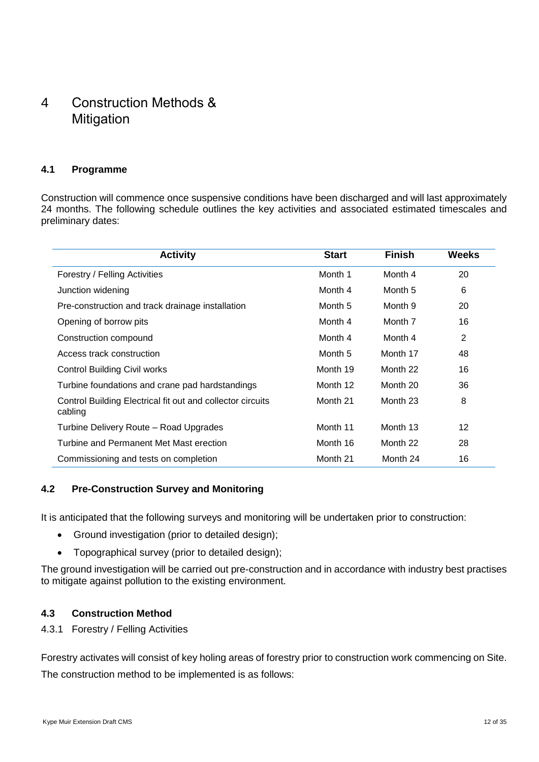# 4 Construction Methods & Mitigation

### 4.1 Programme

Construction will commence once suspensive conditions have been discharged and will last approximately 24 months. The following schedule outlines the key activities and associated estimated timescales and preliminary dates:

| Activity | Start | Finish | Weeks |
|---|---|---|---|
| Forestry / Felling Activities | Month 1 | Month 4 | 20 |
| Junction widening | Month 4 | Month 5 | 6 |
| Pre-construction and track drainage installation | Month 5 | Month 9 | 20 |
| Opening of borrow pits | Month 4 | Month 7 | 16 |
| Construction compound | Month 4 | Month 4 | 2 |
| Access track construction | Month 5 | Month 17 | 48 |
| Control Building Civil works | Month 19 | Month 22 | 16 |
| Turbine foundations and crane pad hardstandings | Month 12 | Month 20 | 36 |
| Control Building Electrical fit out and collector circuits cabling | Month 21 | Month 23 | 8 |
| Turbine Delivery Route – Road Upgrades | Month 11 | Month 13 | 12 |
| Turbine and Permanent Met Mast erection | Month 16 | Month 22 | 28 |
| Commissioning and tests on completion | Month 21 | Month 24 | 16 |

### 4.2 Pre-Construction Survey and Monitoring

It is anticipated that the following surveys and monitoring will be undertaken prior to construction:

- Ground investigation (prior to detailed design);
- Topographical survey (prior to detailed design);

The ground investigation will be carried out pre-construction and in accordance with industry best practises to mitigate against pollution to the existing environment.

### 4.3 Construction Method

#### 4.3.1 Forestry / Felling Activities

Forestry activates will consist of key holing areas of forestry prior to construction work commencing on Site.

The construction method to be implemented is as follows: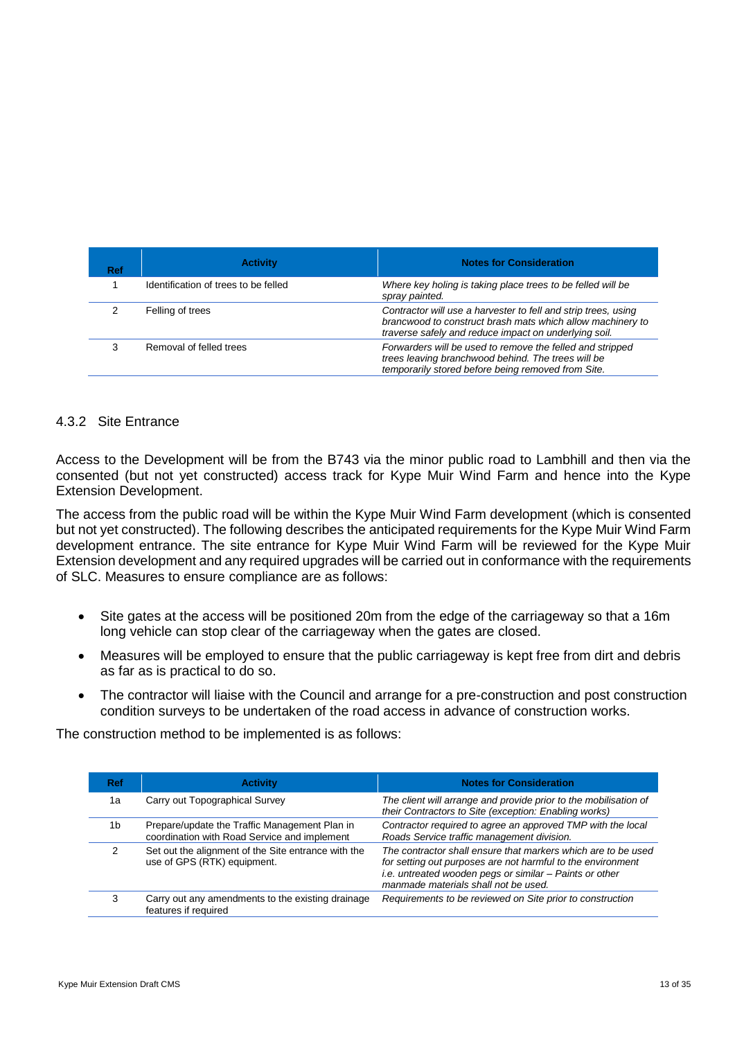| Ref | Activity | Notes for Consideration |
|---|---|---|
| 1 | Identification of trees to be felled | *Where key holing is taking place trees to be felled will be spray painted.* |
| 2 | Felling of trees | *Contractor will use a harvester to fell and strip trees, using brancwood to construct brash mats which allow machinery to traverse safely and reduce impact on underlying soil.* |
| 3 | Removal of felled trees | *Forwarders will be used to remove the felled and stripped trees leaving branchwood behind. The trees will be temporarily stored before being removed from Site.* |

### 4.3.2 Site Entrance

Access to the Development will be from the B743 via the minor public road to Lambhill and then via the consented (but not yet constructed) access track for Kype Muir Wind Farm and hence into the Kype Extension Development.

The access from the public road will be within the Kype Muir Wind Farm development (which is consented but not yet constructed). The following describes the anticipated requirements for the Kype Muir Wind Farm development entrance. The site entrance for Kype Muir Wind Farm will be reviewed for the Kype Muir Extension development and any required upgrades will be carried out in conformance with the requirements of SLC. Measures to ensure compliance are as follows:

- Site gates at the access will be positioned 20m from the edge of the carriageway so that a 16m long vehicle can stop clear of the carriageway when the gates are closed.
- Measures will be employed to ensure that the public carriageway is kept free from dirt and debris as far as is practical to do so.
- The contractor will liaise with the Council and arrange for a pre-construction and post construction condition surveys to be undertaken of the road access in advance of construction works.

The construction method to be implemented is as follows:

| Ref | Activity | Notes for Consideration |
|---|---|---|
| 1a | Carry out Topographical Survey | *The client will arrange and provide prior to the mobilisation of their Contractors to Site (exception: Enabling works)* |
| 1b | Prepare/update the Traffic Management Plan in coordination with Road Service and implement | *Contractor required to agree an approved TMP with the local Roads Service traffic management division.* |
| 2 | Set out the alignment of the Site entrance with the use of GPS (RTK) equipment. | *The contractor shall ensure that markers which are to be used for setting out purposes are not harmful to the environment i.e. untreated wooden pegs or similar – Paints or other manmade materials shall not be used.* |
| 3 | Carry out any amendments to the existing drainage features if required | *Requirements to be reviewed on Site prior to construction* |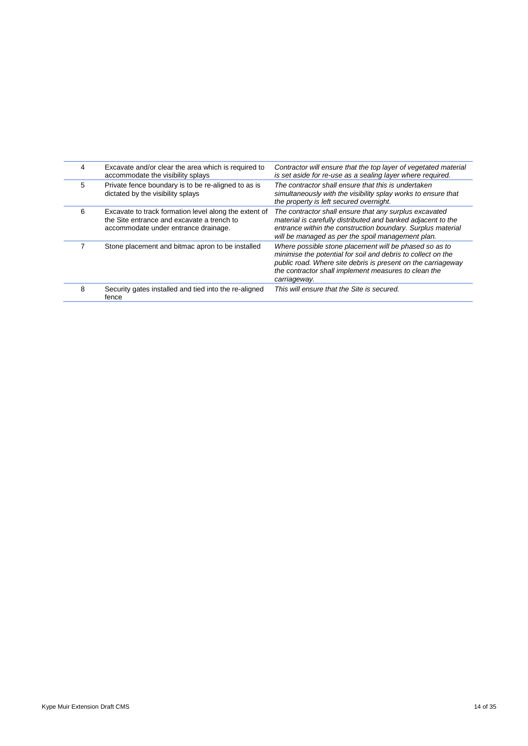| | | |
|---|---|---|
| 4 | Excavate and/or clear the area which is required to accommodate the visibility splays | *Contractor will ensure that the top layer of vegetated material is set aside for re-use as a sealing layer where required.* |
| 5 | Private fence boundary is to be re-aligned to as is dictated by the visibility splays | *The contractor shall ensure that this is undertaken simultaneously with the visibility splay works to ensure that the property is left secured overnight.* |
| 6 | Excavate to track formation level along the extent of the Site entrance and excavate a trench to accommodate under entrance drainage. | *The contractor shall ensure that any surplus excavated material is carefully distributed and banked adjacent to the entrance within the construction boundary. Surplus material will be managed as per the spoil management plan.* |
| 7 | Stone placement and bitmac apron to be installed | *Where possible stone placement will be phased so as to minimise the potential for soil and debris to collect on the public road. Where site debris is present on the carriageway the contractor shall implement measures to clean the carriageway.* |
| 8 | Security gates installed and tied into the re-aligned fence | *This will ensure that the Site is secured.* |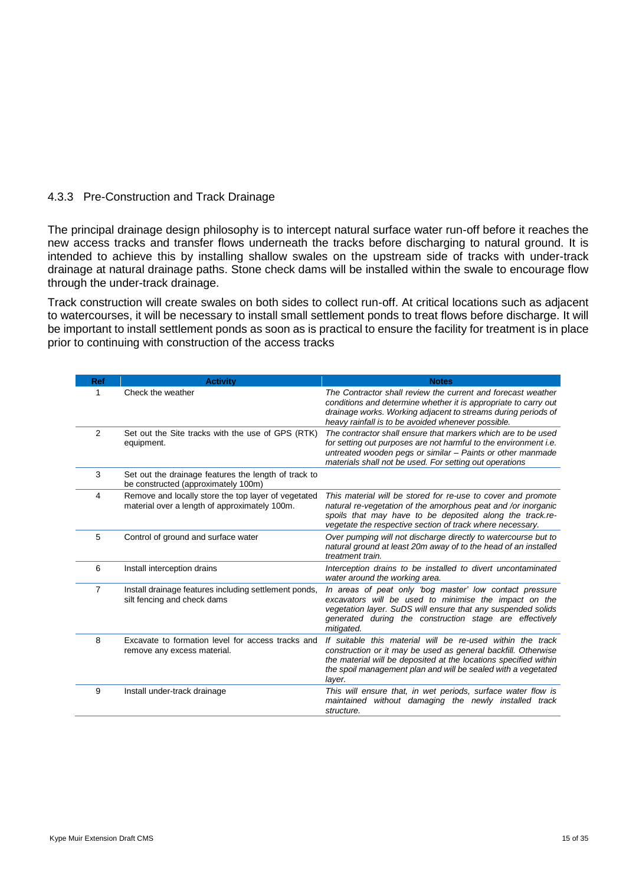### 4.3.3 Pre-Construction and Track Drainage

The principal drainage design philosophy is to intercept natural surface water run-off before it reaches the new access tracks and transfer flows underneath the tracks before discharging to natural ground. It is intended to achieve this by installing shallow swales on the upstream side of tracks with under-track drainage at natural drainage paths. Stone check dams will be installed within the swale to encourage flow through the under-track drainage.

Track construction will create swales on both sides to collect run-off. At critical locations such as adjacent to watercourses, it will be necessary to install small settlement ponds to treat flows before discharge. It will be important to install settlement ponds as soon as is practical to ensure the facility for treatment is in place prior to continuing with construction of the access tracks

| Ref | Activity | Notes |
|---|---|---|
| 1 | Check the weather | *The Contractor shall review the current and forecast weather conditions and determine whether it is appropriate to carry out drainage works. Working adjacent to streams during periods of heavy rainfall is to be avoided whenever possible.* |
| 2 | Set out the Site tracks with the use of GPS (RTK) equipment. | *The contractor shall ensure that markers which are to be used for setting out purposes are not harmful to the environment i.e. untreated wooden pegs or similar – Paints or other manmade materials shall not be used. For setting out operations* |
| 3 | Set out the drainage features the length of track to be constructed (approximately 100m) | |
| 4 | Remove and locally store the top layer of vegetated material over a length of approximately 100m. | *This material will be stored for re-use to cover and promote natural re-vegetation of the amorphous peat and /or inorganic spoils that may have to be deposited along the track.re-vegetate the respective section of track where necessary.* |
| 5 | Control of ground and surface water | *Over pumping will not discharge directly to watercourse but to natural ground at least 20m away of to the head of an installed treatment train.* |
| 6 | Install interception drains | *Interception drains to be installed to divert uncontaminated water around the working area.* |
| 7 | Install drainage features including settlement ponds, silt fencing and check dams | *In areas of peat only 'bog master' low contact pressure excavators will be used to minimise the impact on the vegetation layer. SuDS will ensure that any suspended solids generated during the construction stage are effectively mitigated.* |
| 8 | Excavate to formation level for access tracks and remove any excess material. | *If suitable this material will be re-used within the track construction or it may be used as general backfill. Otherwise the material will be deposited at the locations specified within the spoil management plan and will be sealed with a vegetated layer.* |
| 9 | Install under-track drainage | *This will ensure that, in wet periods, surface water flow is maintained without damaging the newly installed track structure.* |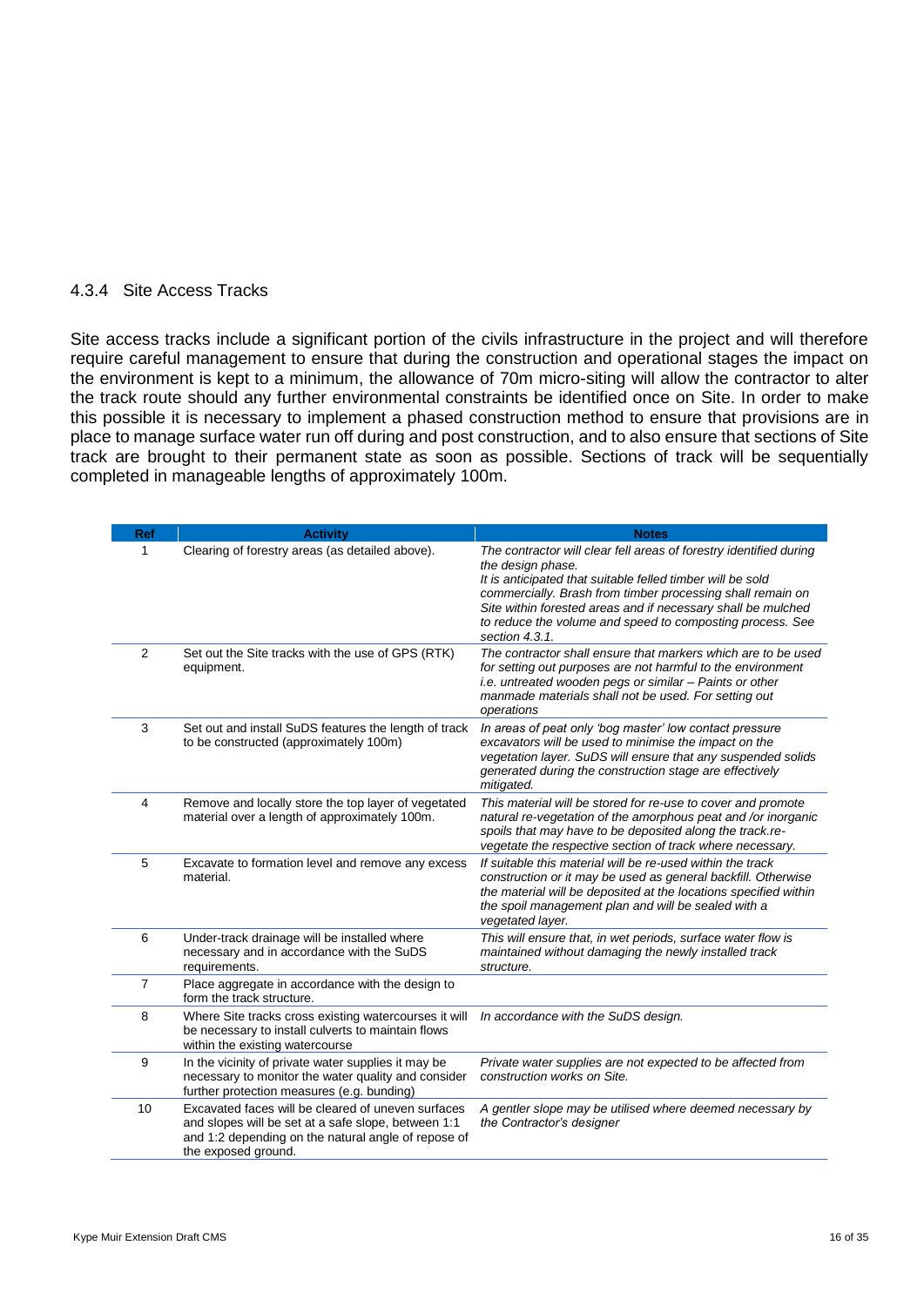### 4.3.4 Site Access Tracks

Site access tracks include a significant portion of the civils infrastructure in the project and will therefore require careful management to ensure that during the construction and operational stages the impact on the environment is kept to a minimum, the allowance of 70m micro-siting will allow the contractor to alter the track route should any further environmental constraints be identified once on Site. In order to make this possible it is necessary to implement a phased construction method to ensure that provisions are in place to manage surface water run off during and post construction, and to also ensure that sections of Site track are brought to their permanent state as soon as possible. Sections of track will be sequentially completed in manageable lengths of approximately 100m.

| Ref | Activity | Notes |
|---|---|---|
| 1 | Clearing of forestry areas (as detailed above). | *The contractor will clear fell areas of forestry identified during the design phase. It is anticipated that suitable felled timber will be sold commercially. Brash from timber processing shall remain on Site within forested areas and if necessary shall be mulched to reduce the volume and speed to composting process. See section 4.3.1.* |
| 2 | Set out the Site tracks with the use of GPS (RTK) equipment. | *The contractor shall ensure that markers which are to be used for setting out purposes are not harmful to the environment i.e. untreated wooden pegs or similar – Paints or other manmade materials shall not be used. For setting out operations* |
| 3 | Set out and install SuDS features the length of track to be constructed (approximately 100m) | *In areas of peat only 'bog master' low contact pressure excavators will be used to minimise the impact on the vegetation layer. SuDS will ensure that any suspended solids generated during the construction stage are effectively mitigated.* |
| 4 | Remove and locally store the top layer of vegetated material over a length of approximately 100m. | *This material will be stored for re-use to cover and promote natural re-vegetation of the amorphous peat and /or inorganic spoils that may have to be deposited along the track.re-vegetate the respective section of track where necessary.* |
| 5 | Excavate to formation level and remove any excess material. | *If suitable this material will be re-used within the track construction or it may be used as general backfill. Otherwise the material will be deposited at the locations specified within the spoil management plan and will be sealed with a vegetated layer.* |
| 6 | Under-track drainage will be installed where necessary and in accordance with the SuDS requirements. | *This will ensure that, in wet periods, surface water flow is maintained without damaging the newly installed track structure.* |
| 7 | Place aggregate in accordance with the design to form the track structure. | |
| 8 | Where Site tracks cross existing watercourses it will be necessary to install culverts to maintain flows within the existing watercourse | *In accordance with the SuDS design.* |
| 9 | In the vicinity of private water supplies it may be necessary to monitor the water quality and consider further protection measures (e.g. bunding) | *Private water supplies are not expected to be affected from construction works on Site.* |
| 10 | Excavated faces will be cleared of uneven surfaces and slopes will be set at a safe slope, between 1:1 and 1:2 depending on the natural angle of repose of the exposed ground. | *A gentler slope may be utilised where deemed necessary by the Contractor's designer* |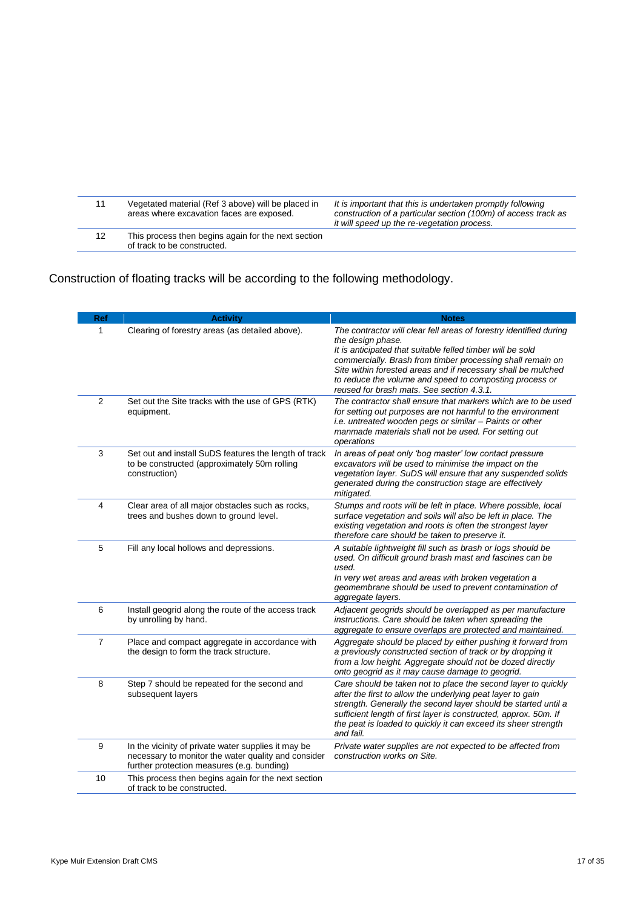| 11 | Vegetated material (Ref 3 above) will be placed in areas where excavation faces are exposed. | *It is important that this is undertaken promptly following construction of a particular section (100m) of access track as it will speed up the re-vegetation process.* |
|---|---|---|
| 12 | This process then begins again for the next section of track to be constructed. | |

Construction of floating tracks will be according to the following methodology.

| Ref | Activity | Notes |
|---|---|---|
| 1 | Clearing of forestry areas (as detailed above). | *The contractor will clear fell areas of forestry identified during the design phase.*<br>*It is anticipated that suitable felled timber will be sold commercially. Brash from timber processing shall remain on Site within forested areas and if necessary shall be mulched to reduce the volume and speed to composting process or reused for brash mats. See section 4.3.1.* |
| 2 | Set out the Site tracks with the use of GPS (RTK) equipment. | *The contractor shall ensure that markers which are to be used for setting out purposes are not harmful to the environment i.e. untreated wooden pegs or similar – Paints or other manmade materials shall not be used. For setting out operations* |
| 3 | Set out and install SuDS features the length of track to be constructed (approximately 50m rolling construction) | *In areas of peat only 'bog master' low contact pressure excavators will be used to minimise the impact on the vegetation layer. SuDS will ensure that any suspended solids generated during the construction stage are effectively mitigated.* |
| 4 | Clear area of all major obstacles such as rocks, trees and bushes down to ground level. | *Stumps and roots will be left in place. Where possible, local surface vegetation and soils will also be left in place. The existing vegetation and roots is often the strongest layer therefore care should be taken to preserve it.* |
| 5 | Fill any local hollows and depressions. | *A suitable lightweight fill such as brash or logs should be used. On difficult ground brash mast and fascines can be used.*<br>*In very wet areas and areas with broken vegetation a geomembrane should be used to prevent contamination of aggregate layers.* |
| 6 | Install geogrid along the route of the access track by unrolling by hand. | *Adjacent geogrids should be overlapped as per manufacture instructions. Care should be taken when spreading the aggregate to ensure overlaps are protected and maintained.* |
| 7 | Place and compact aggregate in accordance with the design to form the track structure. | *Aggregate should be placed by either pushing it forward from a previously constructed section of track or by dropping it from a low height. Aggregate should not be dozed directly onto geogrid as it may cause damage to geogrid.* |
| 8 | Step 7 should be repeated for the second and subsequent layers | *Care should be taken not to place the second layer to quickly after the first to allow the underlying peat layer to gain strength. Generally the second layer should be started until a sufficient length of first layer is constructed, approx. 50m. If the peat is loaded to quickly it can exceed its sheer strength and fail.* |
| 9 | In the vicinity of private water supplies it may be necessary to monitor the water quality and consider further protection measures (e.g. bunding) | *Private water supplies are not expected to be affected from construction works on Site.* |
| 10 | This process then begins again for the next section of track to be constructed. | |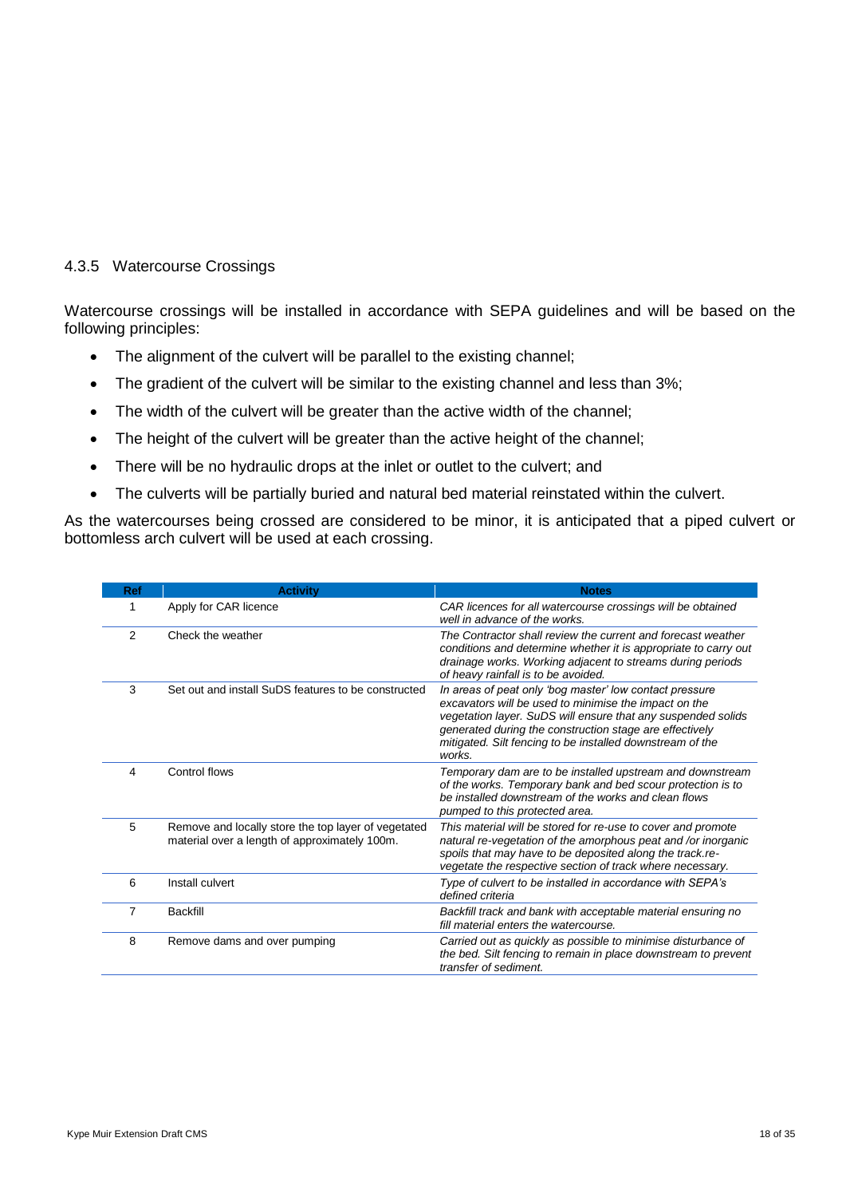### 4.3.5 Watercourse Crossings

Watercourse crossings will be installed in accordance with SEPA guidelines and will be based on the following principles:

- The alignment of the culvert will be parallel to the existing channel;
- The gradient of the culvert will be similar to the existing channel and less than 3%;
- The width of the culvert will be greater than the active width of the channel;
- The height of the culvert will be greater than the active height of the channel;
- There will be no hydraulic drops at the inlet or outlet to the culvert; and
- The culverts will be partially buried and natural bed material reinstated within the culvert.

As the watercourses being crossed are considered to be minor, it is anticipated that a piped culvert or bottomless arch culvert will be used at each crossing.

| Ref | Activity | Notes |
|---|---|---|
| 1 | Apply for CAR licence | *CAR licences for all watercourse crossings will be obtained well in advance of the works.* |
| 2 | Check the weather | *The Contractor shall review the current and forecast weather conditions and determine whether it is appropriate to carry out drainage works. Working adjacent to streams during periods of heavy rainfall is to be avoided.* |
| 3 | Set out and install SuDS features to be constructed | *In areas of peat only 'bog master' low contact pressure excavators will be used to minimise the impact on the vegetation layer. SuDS will ensure that any suspended solids generated during the construction stage are effectively mitigated. Silt fencing to be installed downstream of the works.* |
| 4 | Control flows | *Temporary dam are to be installed upstream and downstream of the works. Temporary bank and bed scour protection is to be installed downstream of the works and clean flows pumped to this protected area.* |
| 5 | Remove and locally store the top layer of vegetated material over a length of approximately 100m. | *This material will be stored for re-use to cover and promote natural re-vegetation of the amorphous peat and /or inorganic spoils that may have to be deposited along the track.re-vegetate the respective section of track where necessary.* |
| 6 | Install culvert | *Type of culvert to be installed in accordance with SEPA's defined criteria* |
| 7 | Backfill | *Backfill track and bank with acceptable material ensuring no fill material enters the watercourse.* |
| 8 | Remove dams and over pumping | *Carried out as quickly as possible to minimise disturbance of the bed. Silt fencing to remain in place downstream to prevent transfer of sediment.* |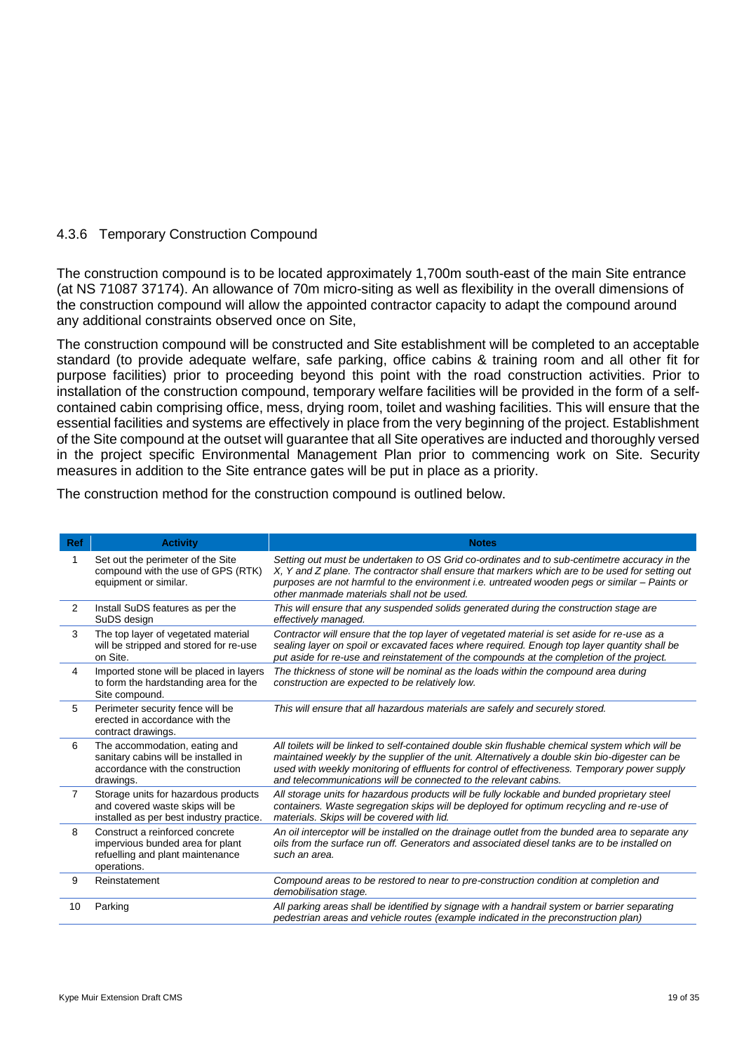### 4.3.6 Temporary Construction Compound

The construction compound is to be located approximately 1,700m south-east of the main Site entrance (at NS 71087 37174). An allowance of 70m micro-siting as well as flexibility in the overall dimensions of the construction compound will allow the appointed contractor capacity to adapt the compound around any additional constraints observed once on Site,

The construction compound will be constructed and Site establishment will be completed to an acceptable standard (to provide adequate welfare, safe parking, office cabins & training room and all other fit for purpose facilities) prior to proceeding beyond this point with the road construction activities. Prior to installation of the construction compound, temporary welfare facilities will be provided in the form of a self-contained cabin comprising office, mess, drying room, toilet and washing facilities. This will ensure that the essential facilities and systems are effectively in place from the very beginning of the project. Establishment of the Site compound at the outset will guarantee that all Site operatives are inducted and thoroughly versed in the project specific Environmental Management Plan prior to commencing work on Site. Security measures in addition to the Site entrance gates will be put in place as a priority.

The construction method for the construction compound is outlined below.

| Ref | Activity | Notes |
|---|---|---|
| 1 | Set out the perimeter of the Site compound with the use of GPS (RTK) equipment or similar. | *Setting out must be undertaken to OS Grid co-ordinates and to sub-centimetre accuracy in the X, Y and Z plane. The contractor shall ensure that markers which are to be used for setting out purposes are not harmful to the environment i.e. untreated wooden pegs or similar – Paints or other manmade materials shall not be used.* |
| 2 | Install SuDS features as per the SuDS design | *This will ensure that any suspended solids generated during the construction stage are effectively managed.* |
| 3 | The top layer of vegetated material will be stripped and stored for re-use on Site. | *Contractor will ensure that the top layer of vegetated material is set aside for re-use as a sealing layer on spoil or excavated faces where required. Enough top layer quantity shall be put aside for re-use and reinstatement of the compounds at the completion of the project.* |
| 4 | Imported stone will be placed in layers to form the hardstanding area for the Site compound. | *The thickness of stone will be nominal as the loads within the compound area during construction are expected to be relatively low.* |
| 5 | Perimeter security fence will be erected in accordance with the contract drawings. | *This will ensure that all hazardous materials are safely and securely stored.* |
| 6 | The accommodation, eating and sanitary cabins will be installed in accordance with the construction drawings. | *All toilets will be linked to self-contained double skin flushable chemical system which will be maintained weekly by the supplier of the unit. Alternatively a double skin bio-digester can be used with weekly monitoring of effluents for control of effectiveness. Temporary power supply and telecommunications will be connected to the relevant cabins.* |
| 7 | Storage units for hazardous products and covered waste skips will be installed as per best industry practice. | *All storage units for hazardous products will be fully lockable and bunded proprietary steel containers. Waste segregation skips will be deployed for optimum recycling and re-use of materials. Skips will be covered with lid.* |
| 8 | Construct a reinforced concrete impervious bunded area for plant refuelling and plant maintenance operations. | *An oil interceptor will be installed on the drainage outlet from the bunded area to separate any oils from the surface run off. Generators and associated diesel tanks are to be installed on such an area.* |
| 9 | Reinstatement | *Compound areas to be restored to near to pre-construction condition at completion and demobilisation stage.* |
| 10 | Parking | *All parking areas shall be identified by signage with a handrail system or barrier separating pedestrian areas and vehicle routes (example indicated in the preconstruction plan)* |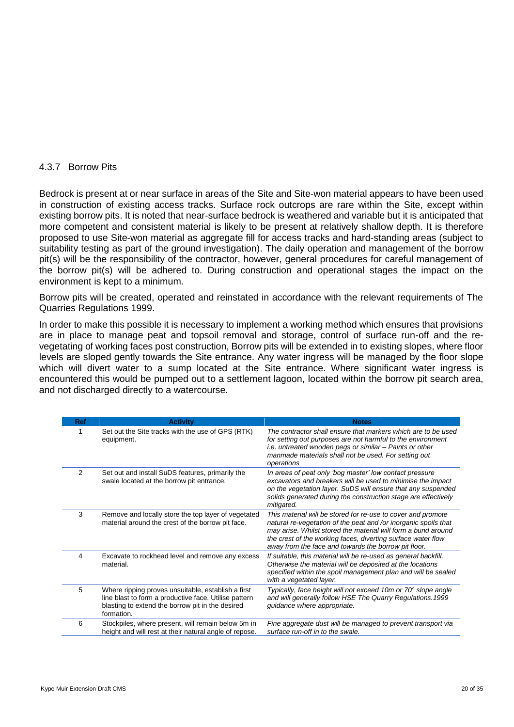### 4.3.7 Borrow Pits

Bedrock is present at or near surface in areas of the Site and Site-won material appears to have been used in construction of existing access tracks. Surface rock outcrops are rare within the Site, except within existing borrow pits. It is noted that near-surface bedrock is weathered and variable but it is anticipated that more competent and consistent material is likely to be present at relatively shallow depth. It is therefore proposed to use Site-won material as aggregate fill for access tracks and hard-standing areas (subject to suitability testing as part of the ground investigation). The daily operation and management of the borrow pit(s) will be the responsibility of the contractor, however, general procedures for careful management of the borrow pit(s) will be adhered to. During construction and operational stages the impact on the environment is kept to a minimum.

Borrow pits will be created, operated and reinstated in accordance with the relevant requirements of The Quarries Regulations 1999.

In order to make this possible it is necessary to implement a working method which ensures that provisions are in place to manage peat and topsoil removal and storage, control of surface run-off and the re-vegetating of working faces post construction, Borrow pits will be extended in to existing slopes, where floor levels are sloped gently towards the Site entrance. Any water ingress will be managed by the floor slope which will divert water to a sump located at the Site entrance. Where significant water ingress is encountered this would be pumped out to a settlement lagoon, located within the borrow pit search area, and not discharged directly to a watercourse.

| Ref | Activity | Notes |
|---|---|---|
| 1 | Set out the Site tracks with the use of GPS (RTK) equipment. | *The contractor shall ensure that markers which are to be used for setting out purposes are not harmful to the environment i.e. untreated wooden pegs or similar – Paints or other manmade materials shall not be used. For setting out operations* |
| 2 | Set out and install SuDS features, primarily the swale located at the borrow pit entrance. | *In areas of peat only 'bog master' low contact pressure excavators and breakers will be used to minimise the impact on the vegetation layer. SuDS will ensure that any suspended solids generated during the construction stage are effectively mitigated.* |
| 3 | Remove and locally store the top layer of vegetated material around the crest of the borrow pit face. | *This material will be stored for re-use to cover and promote natural re-vegetation of the peat and /or inorganic spoils that may arise. Whilst stored the material will form a bund around the crest of the working faces, diverting surface water flow away from the face and towards the borrow pit floor.* |
| 4 | Excavate to rockhead level and remove any excess material. | *If suitable, this material will be re-used as general backfill. Otherwise the material will be deposited at the locations specified within the spoil management plan and will be sealed with a vegetated layer.* |
| 5 | Where ripping proves unsuitable, establish a first line blast to form a productive face. Utilise pattern blasting to extend the borrow pit in the desired formation. | *Typically, face height will not exceed 10m or 70° slope angle and will generally follow HSE The Quarry Regulations.1999 guidance where appropriate.* |
| 6 | Stockpiles, where present, will remain below 5m in height and will rest at their natural angle of repose. | *Fine aggregate dust will be managed to prevent transport via surface run-off in to the swale.* |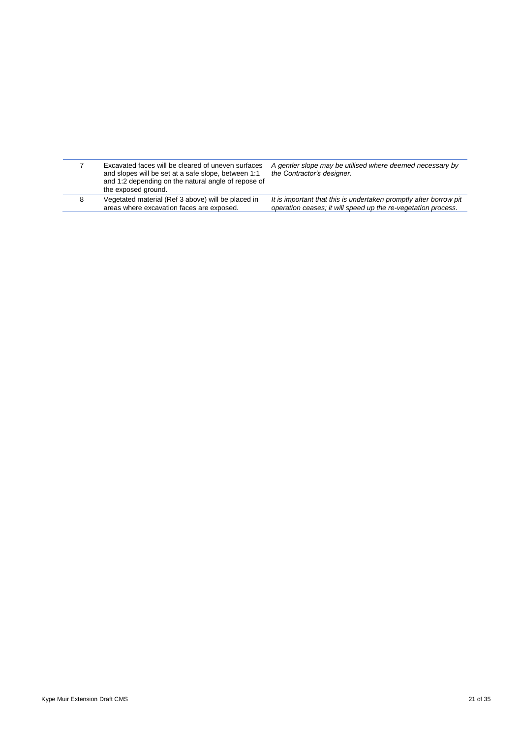| | | |
|---|---|---|
| 7 | Excavated faces will be cleared of uneven surfaces and slopes will be set at a safe slope, between 1:1 and 1:2 depending on the natural angle of repose of the exposed ground. | *A gentler slope may be utilised where deemed necessary by the Contractor's designer.* |
| 8 | Vegetated material (Ref 3 above) will be placed in areas where excavation faces are exposed. | *It is important that this is undertaken promptly after borrow pit operation ceases; it will speed up the re-vegetation process.* |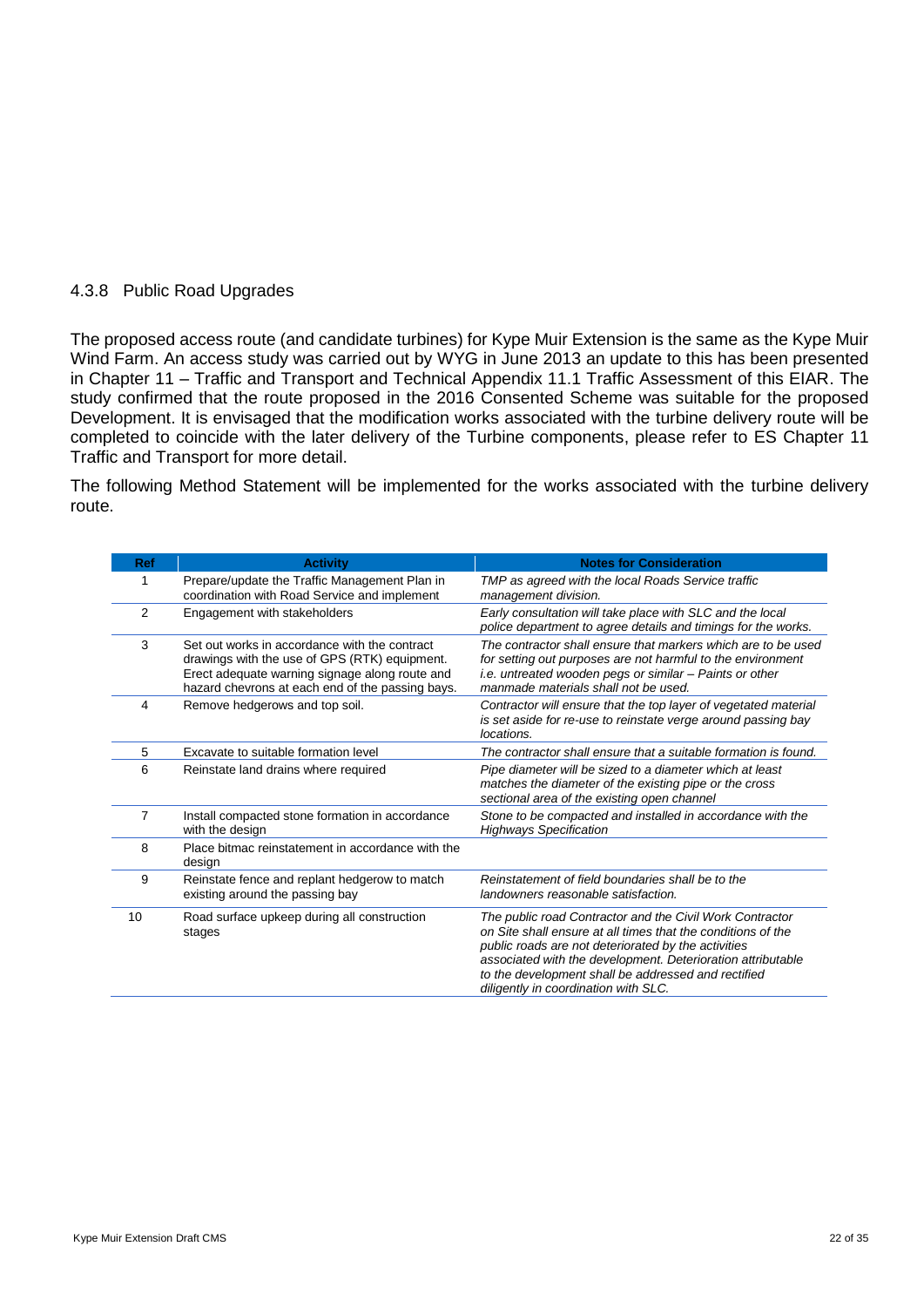### 4.3.8 Public Road Upgrades

The proposed access route (and candidate turbines) for Kype Muir Extension is the same as the Kype Muir Wind Farm. An access study was carried out by WYG in June 2013 an update to this has been presented in Chapter 11 – Traffic and Transport and Technical Appendix 11.1 Traffic Assessment of this EIAR. The study confirmed that the route proposed in the 2016 Consented Scheme was suitable for the proposed Development. It is envisaged that the modification works associated with the turbine delivery route will be completed to coincide with the later delivery of the Turbine components, please refer to ES Chapter 11 Traffic and Transport for more detail.

The following Method Statement will be implemented for the works associated with the turbine delivery route.

| Ref | Activity | Notes for Consideration |
|---|---|---|
| 1 | Prepare/update the Traffic Management Plan in coordination with Road Service and implement | *TMP as agreed with the local Roads Service traffic management division.* |
| 2 | Engagement with stakeholders | *Early consultation will take place with SLC and the local police department to agree details and timings for the works.* |
| 3 | Set out works in accordance with the contract drawings with the use of GPS (RTK) equipment. Erect adequate warning signage along route and hazard chevrons at each end of the passing bays. | *The contractor shall ensure that markers which are to be used for setting out purposes are not harmful to the environment i.e. untreated wooden pegs or similar – Paints or other manmade materials shall not be used.* |
| 4 | Remove hedgerows and top soil. | *Contractor will ensure that the top layer of vegetated material is set aside for re-use to reinstate verge around passing bay locations.* |
| 5 | Excavate to suitable formation level | *The contractor shall ensure that a suitable formation is found.* |
| 6 | Reinstate land drains where required | *Pipe diameter will be sized to a diameter which at least matches the diameter of the existing pipe or the cross sectional area of the existing open channel* |
| 7 | Install compacted stone formation in accordance with the design | *Stone to be compacted and installed in accordance with the Highways Specification* |
| 8 | Place bitmac reinstatement in accordance with the design | |
| 9 | Reinstate fence and replant hedgerow to match existing around the passing bay | *Reinstatement of field boundaries shall be to the landowners reasonable satisfaction.* |
| 10 | Road surface upkeep during all construction stages | *The public road Contractor and the Civil Work Contractor on Site shall ensure at all times that the conditions of the public roads are not deteriorated by the activities associated with the development. Deterioration attributable to the development shall be addressed and rectified diligently in coordination with SLC.* |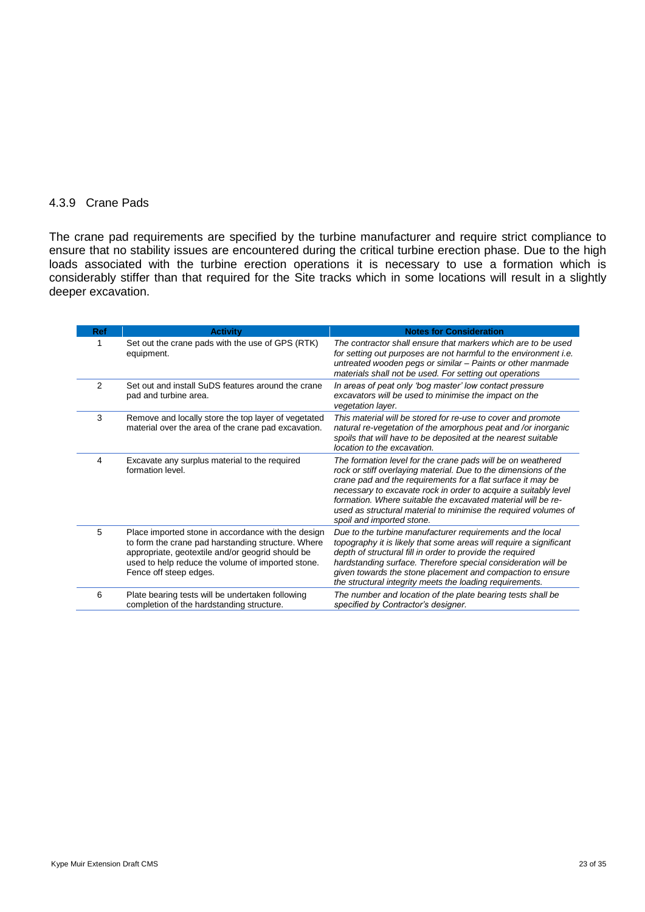#### 4.3.9 Crane Pads

The crane pad requirements are specified by the turbine manufacturer and require strict compliance to ensure that no stability issues are encountered during the critical turbine erection phase. Due to the high loads associated with the turbine erection operations it is necessary to use a formation which is considerably stiffer than that required for the Site tracks which in some locations will result in a slightly deeper excavation.

| Ref | Activity | Notes for Consideration |
|---|---|---|
| 1 | Set out the crane pads with the use of GPS (RTK) equipment. | *The contractor shall ensure that markers which are to be used for setting out purposes are not harmful to the environment i.e. untreated wooden pegs or similar – Paints or other manmade materials shall not be used. For setting out operations* |
| 2 | Set out and install SuDS features around the crane pad and turbine area. | *In areas of peat only 'bog master' low contact pressure excavators will be used to minimise the impact on the vegetation layer.* |
| 3 | Remove and locally store the top layer of vegetated material over the area of the crane pad excavation. | *This material will be stored for re-use to cover and promote natural re-vegetation of the amorphous peat and /or inorganic spoils that will have to be deposited at the nearest suitable location to the excavation.* |
| 4 | Excavate any surplus material to the required formation level. | *The formation level for the crane pads will be on weathered rock or stiff overlaying material. Due to the dimensions of the crane pad and the requirements for a flat surface it may be necessary to excavate rock in order to acquire a suitably level formation. Where suitable the excavated material will be re-used as structural material to minimise the required volumes of spoil and imported stone.* |
| 5 | Place imported stone in accordance with the design to form the crane pad harstanding structure. Where appropriate, geotextile and/or geogrid should be used to help reduce the volume of imported stone. Fence off steep edges. | *Due to the turbine manufacturer requirements and the local topography it is likely that some areas will require a significant depth of structural fill in order to provide the required hardstanding surface. Therefore special consideration will be given towards the stone placement and compaction to ensure the structural integrity meets the loading requirements.* |
| 6 | Plate bearing tests will be undertaken following completion of the hardstanding structure. | *The number and location of the plate bearing tests shall be specified by Contractor's designer.* |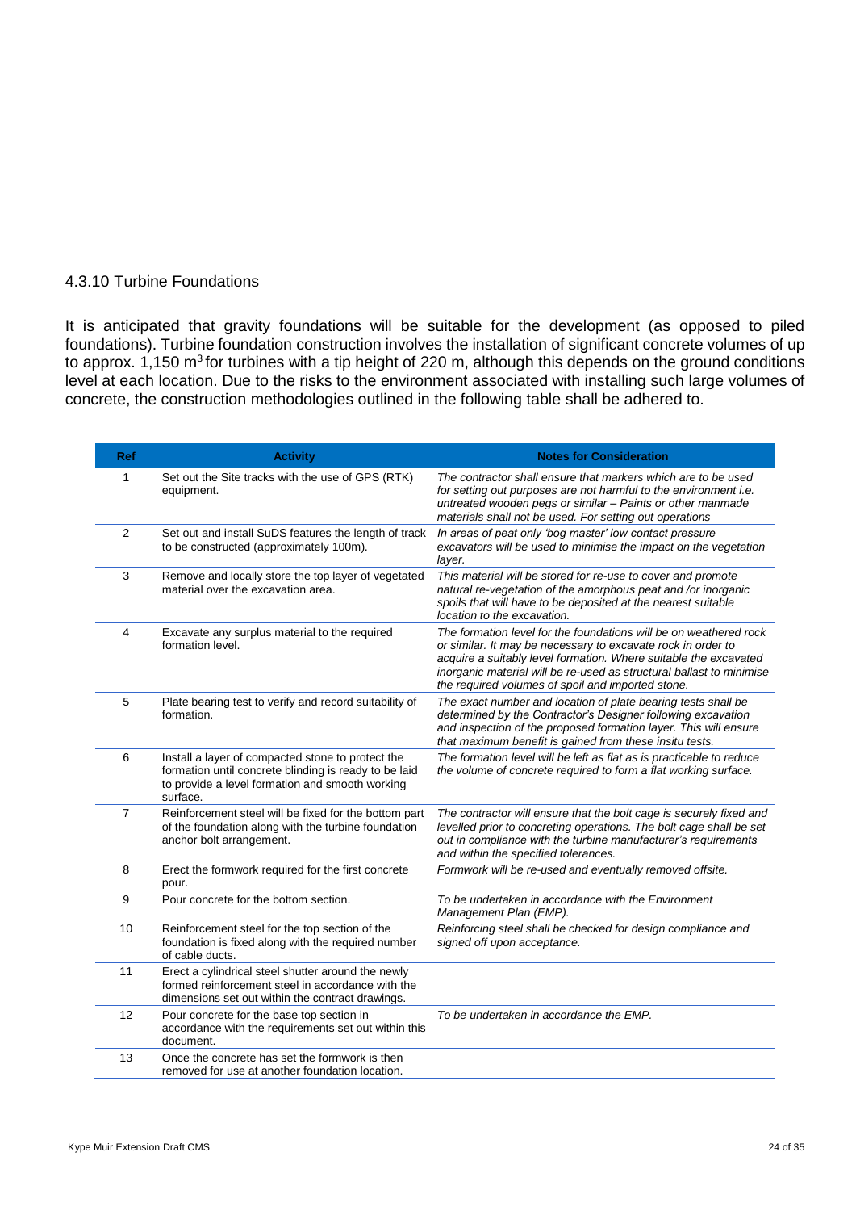### 4.3.10 Turbine Foundations

It is anticipated that gravity foundations will be suitable for the development (as opposed to piled foundations). Turbine foundation construction involves the installation of significant concrete volumes of up to approx. 1,150 $m^3$ for turbines with a tip height of 220 m, although this depends on the ground conditions level at each location. Due to the risks to the environment associated with installing such large volumes of concrete, the construction methodologies outlined in the following table shall be adhered to.

| Ref | Activity | Notes for Consideration |
|---|---|---|
| 1 | Set out the Site tracks with the use of GPS (RTK) equipment. | *The contractor shall ensure that markers which are to be used for setting out purposes are not harmful to the environment i.e. untreated wooden pegs or similar – Paints or other manmade materials shall not be used. For setting out operations* |
| 2 | Set out and install SuDS features the length of track to be constructed (approximately 100m). | *In areas of peat only 'bog master' low contact pressure excavators will be used to minimise the impact on the vegetation layer.* |
| 3 | Remove and locally store the top layer of vegetated material over the excavation area. | *This material will be stored for re-use to cover and promote natural re-vegetation of the amorphous peat and /or inorganic spoils that will have to be deposited at the nearest suitable location to the excavation.* |
| 4 | Excavate any surplus material to the required formation level. | *The formation level for the foundations will be on weathered rock or similar. It may be necessary to excavate rock in order to acquire a suitably level formation. Where suitable the excavated inorganic material will be re-used as structural ballast to minimise the required volumes of spoil and imported stone.* |
| 5 | Plate bearing test to verify and record suitability of formation. | *The exact number and location of plate bearing tests shall be determined by the Contractor's Designer following excavation and inspection of the proposed formation layer. This will ensure that maximum benefit is gained from these insitu tests.* |
| 6 | Install a layer of compacted stone to protect the formation until concrete blinding is ready to be laid to provide a level formation and smooth working surface. | *The formation level will be left as flat as is practicable to reduce the volume of concrete required to form a flat working surface.* |
| 7 | Reinforcement steel will be fixed for the bottom part of the foundation along with the turbine foundation anchor bolt arrangement. | *The contractor will ensure that the bolt cage is securely fixed and levelled prior to concreting operations. The bolt cage shall be set out in compliance with the turbine manufacturer's requirements and within the specified tolerances.* |
| 8 | Erect the formwork required for the first concrete pour. | *Formwork will be re-used and eventually removed offsite.* |
| 9 | Pour concrete for the bottom section. | *To be undertaken in accordance with the Environment Management Plan (EMP).* |
| 10 | Reinforcement steel for the top section of the foundation is fixed along with the required number of cable ducts. | *Reinforcing steel shall be checked for design compliance and signed off upon acceptance.* |
| 11 | Erect a cylindrical steel shutter around the newly formed reinforcement steel in accordance with the dimensions set out within the contract drawings. | |
| 12 | Pour concrete for the base top section in accordance with the requirements set out within this document. | *To be undertaken in accordance the EMP.* |
| 13 | Once the concrete has set the formwork is then removed for use at another foundation location. | |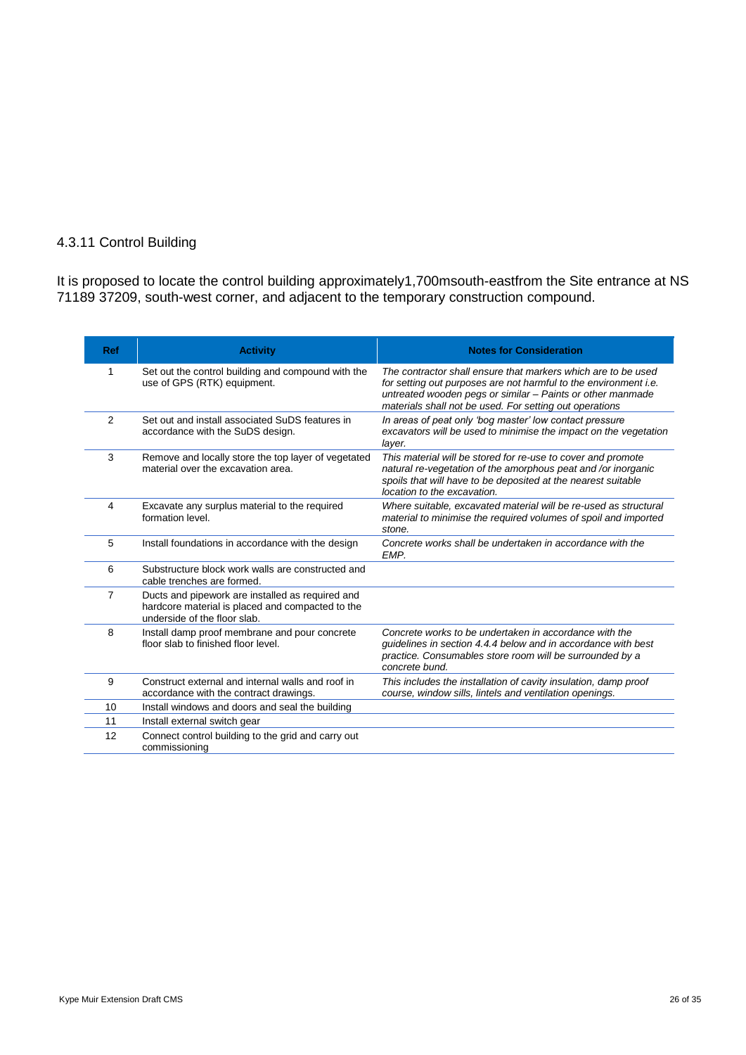### 4.3.11 Control Building

It is proposed to locate the control building approximately1,700msouth-eastfrom the Site entrance at NS 71189 37209, south-west corner, and adjacent to the temporary construction compound.

| Ref | Activity | Notes for Consideration |
|---|---|---|
| 1 | Set out the control building and compound with the use of GPS (RTK) equipment. | *The contractor shall ensure that markers which are to be used for setting out purposes are not harmful to the environment i.e. untreated wooden pegs or similar – Paints or other manmade materials shall not be used. For setting out operations* |
| 2 | Set out and install associated SuDS features in accordance with the SuDS design. | *In areas of peat only 'bog master' low contact pressure excavators will be used to minimise the impact on the vegetation layer.* |
| 3 | Remove and locally store the top layer of vegetated material over the excavation area. | *This material will be stored for re-use to cover and promote natural re-vegetation of the amorphous peat and /or inorganic spoils that will have to be deposited at the nearest suitable location to the excavation.* |
| 4 | Excavate any surplus material to the required formation level. | *Where suitable, excavated material will be re-used as structural material to minimise the required volumes of spoil and imported stone.* |
| 5 | Install foundations in accordance with the design | *Concrete works shall be undertaken in accordance with the EMP.* |
| 6 | Substructure block work walls are constructed and cable trenches are formed. | |
| 7 | Ducts and pipework are installed as required and hardcore material is placed and compacted to the underside of the floor slab. | |
| 8 | Install damp proof membrane and pour concrete floor slab to finished floor level. | *Concrete works to be undertaken in accordance with the guidelines in section 4.4.4 below and in accordance with best practice. Consumables store room will be surrounded by a concrete bund.* |
| 9 | Construct external and internal walls and roof in accordance with the contract drawings. | *This includes the installation of cavity insulation, damp proof course, window sills, lintels and ventilation openings.* |
| 10 | Install windows and doors and seal the building | |
| 11 | Install external switch gear | |
| 12 | Connect control building to the grid and carry out commissioning | |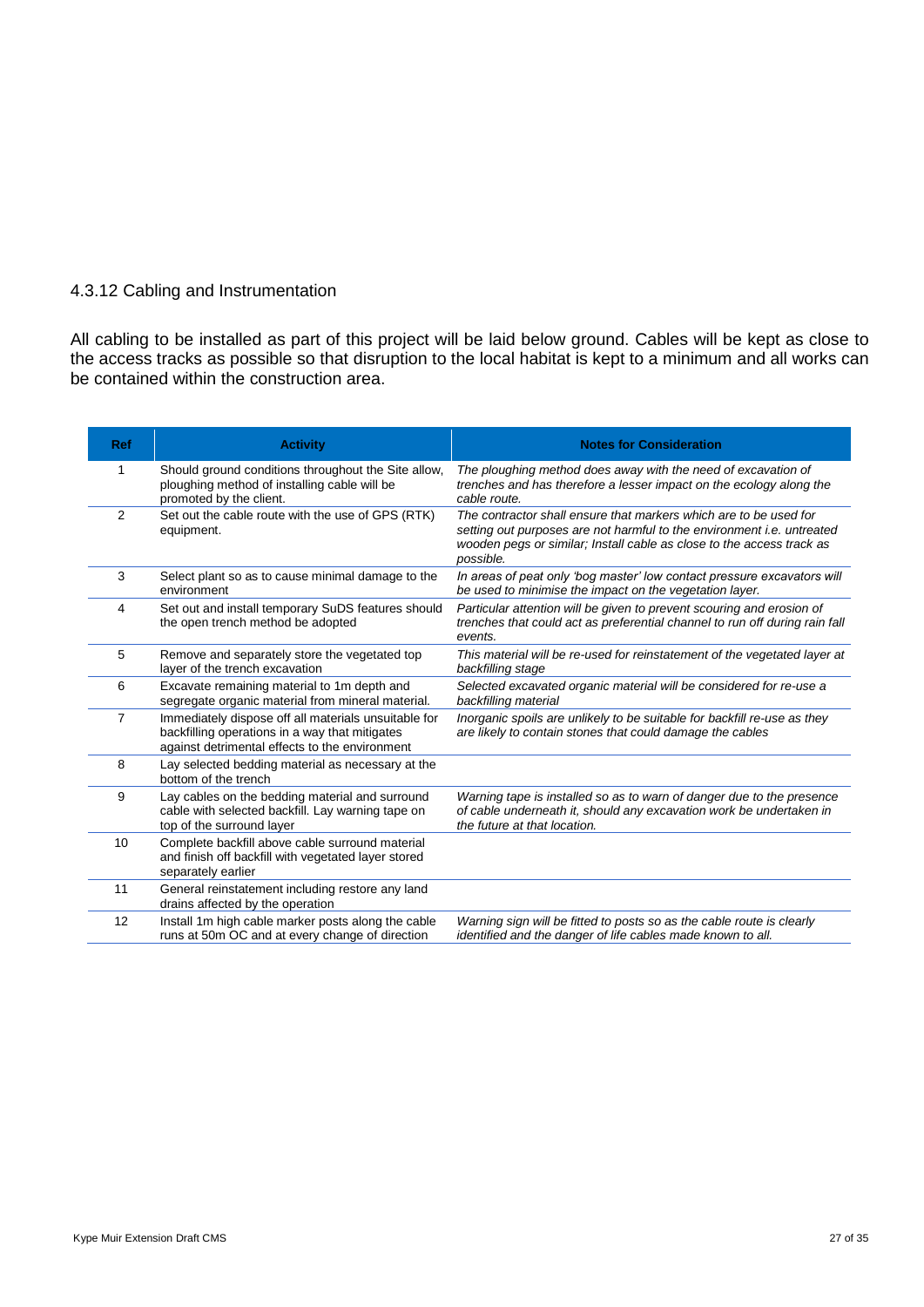#### 4.3.12 Cabling and Instrumentation

All cabling to be installed as part of this project will be laid below ground. Cables will be kept as close to the access tracks as possible so that disruption to the local habitat is kept to a minimum and all works can be contained within the construction area.

| Ref | Activity | Notes for Consideration |
|---|---|---|
| 1 | Should ground conditions throughout the Site allow, ploughing method of installing cable will be promoted by the client. | *The ploughing method does away with the need of excavation of trenches and has therefore a lesser impact on the ecology along the cable route.* |
| 2 | Set out the cable route with the use of GPS (RTK) equipment. | *The contractor shall ensure that markers which are to be used for setting out purposes are not harmful to the environment i.e. untreated wooden pegs or similar; Install cable as close to the access track as possible.* |
| 3 | Select plant so as to cause minimal damage to the environment | *In areas of peat only 'bog master' low contact pressure excavators will be used to minimise the impact on the vegetation layer.* |
| 4 | Set out and install temporary SuDS features should the open trench method be adopted | *Particular attention will be given to prevent scouring and erosion of trenches that could act as preferential channel to run off during rain fall events.* |
| 5 | Remove and separately store the vegetated top layer of the trench excavation | *This material will be re-used for reinstatement of the vegetated layer at backfilling stage* |
| 6 | Excavate remaining material to 1m depth and segregate organic material from mineral material. | *Selected excavated organic material will be considered for re-use a backfilling material* |
| 7 | Immediately dispose off all materials unsuitable for backfilling operations in a way that mitigates against detrimental effects to the environment | *Inorganic spoils are unlikely to be suitable for backfill re-use as they are likely to contain stones that could damage the cables* |
| 8 | Lay selected bedding material as necessary at the bottom of the trench | |
| 9 | Lay cables on the bedding material and surround cable with selected backfill. Lay warning tape on top of the surround layer | *Warning tape is installed so as to warn of danger due to the presence of cable underneath it, should any excavation work be undertaken in the future at that location.* |
| 10 | Complete backfill above cable surround material and finish off backfill with vegetated layer stored separately earlier | |
| 11 | General reinstatement including restore any land drains affected by the operation | |
| 12 | Install 1m high cable marker posts along the cable runs at 50m OC and at every change of direction | *Warning sign will be fitted to posts so as the cable route is clearly identified and the danger of life cables made known to all.* |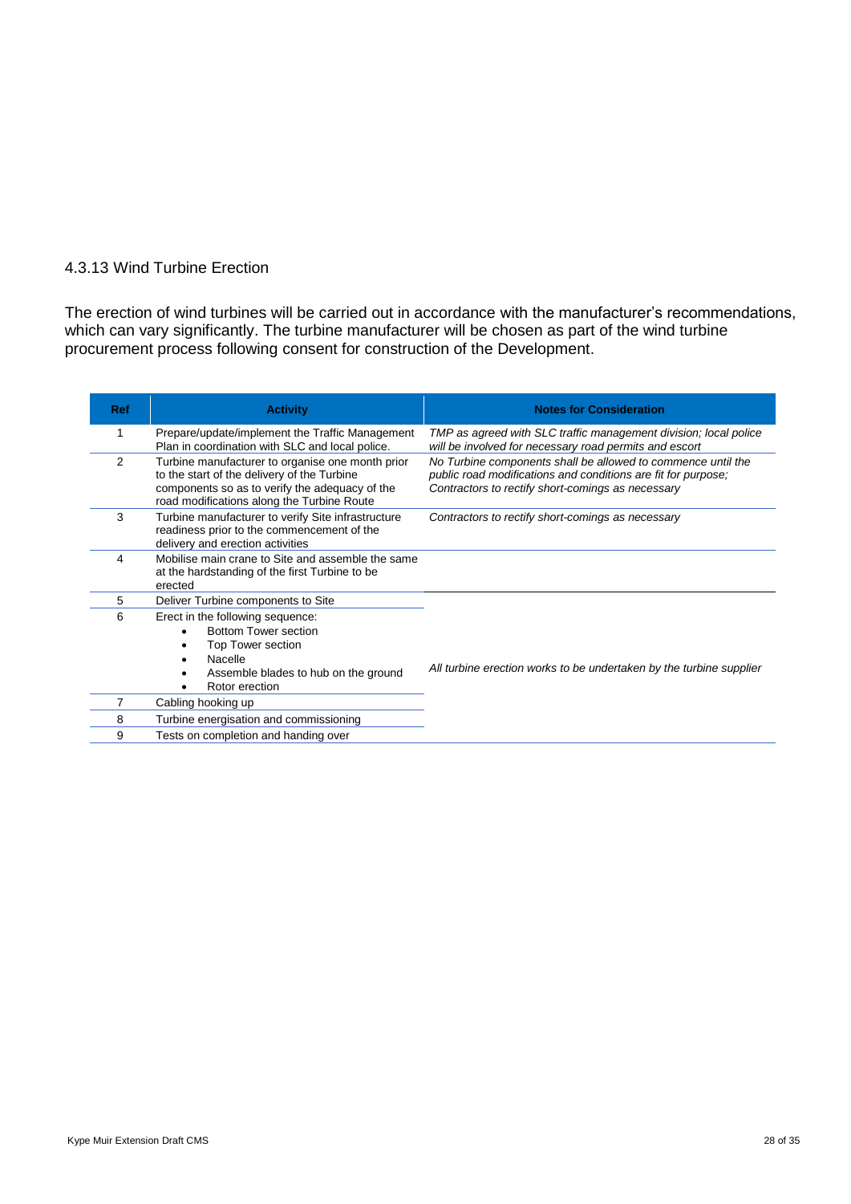### 4.3.13 Wind Turbine Erection

The erection of wind turbines will be carried out in accordance with the manufacturer's recommendations, which can vary significantly. The turbine manufacturer will be chosen as part of the wind turbine procurement process following consent for construction of the Development.

| Ref | Activity | Notes for Consideration |
|---|---|---|
| 1 | Prepare/update/implement the Traffic Management Plan in coordination with SLC and local police. | *TMP as agreed with SLC traffic management division; local police will be involved for necessary road permits and escort* |
| 2 | Turbine manufacturer to organise one month prior to the start of the delivery of the Turbine components so as to verify the adequacy of the road modifications along the Turbine Route | *No Turbine components shall be allowed to commence until the public road modifications and conditions are fit for purpose; Contractors to rectify short-comings as necessary* |
| 3 | Turbine manufacturer to verify Site infrastructure readiness prior to the commencement of the delivery and erection activities | *Contractors to rectify short-comings as necessary* |
| 4 | Mobilise main crane to Site and assemble the same at the hardstanding of the first Turbine to be erected | |
| 5 | Deliver Turbine components to Site | *All turbine erection works to be undertaken by the turbine supplier* |
| 6 | Erect in the following sequence:<br>• Bottom Tower section<br>• Top Tower section<br>• Nacelle<br>• Assemble blades to hub on the ground<br>• Rotor erection | |
| 7 | Cabling hooking up | |
| 8 | Turbine energisation and commissioning | |
| 9 | Tests on completion and handing over | |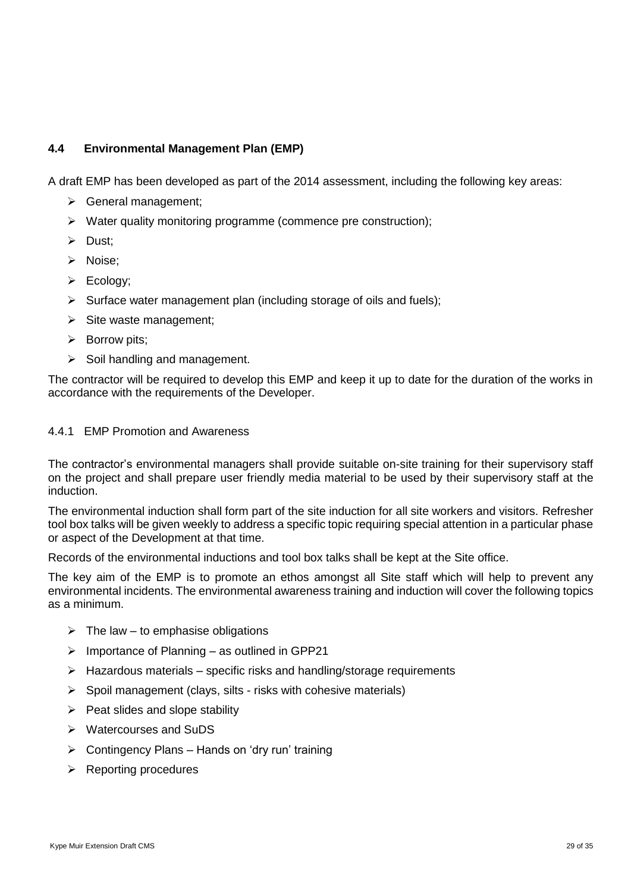### 4.4 Environmental Management Plan (EMP)

A draft EMP has been developed as part of the 2014 assessment, including the following key areas:

- General management;
- Water quality monitoring programme (commence pre construction);
- Dust;
- Noise;
- Ecology;
- Surface water management plan (including storage of oils and fuels);
- Site waste management;
- Borrow pits;
- Soil handling and management.

The contractor will be required to develop this EMP and keep it up to date for the duration of the works in accordance with the requirements of the Developer.

#### 4.4.1 EMP Promotion and Awareness

The contractor's environmental managers shall provide suitable on-site training for their supervisory staff on the project and shall prepare user friendly media material to be used by their supervisory staff at the induction.

The environmental induction shall form part of the site induction for all site workers and visitors. Refresher tool box talks will be given weekly to address a specific topic requiring special attention in a particular phase or aspect of the Development at that time.

Records of the environmental inductions and tool box talks shall be kept at the Site office.

The key aim of the EMP is to promote an ethos amongst all Site staff which will help to prevent any environmental incidents. The environmental awareness training and induction will cover the following topics as a minimum.

- The law – to emphasise obligations
- Importance of Planning – as outlined in GPP21
- Hazardous materials – specific risks and handling/storage requirements
- Spoil management (clays, silts - risks with cohesive materials)
- Peat slides and slope stability
- Watercourses and SuDS
- Contingency Plans – Hands on 'dry run' training
- Reporting procedures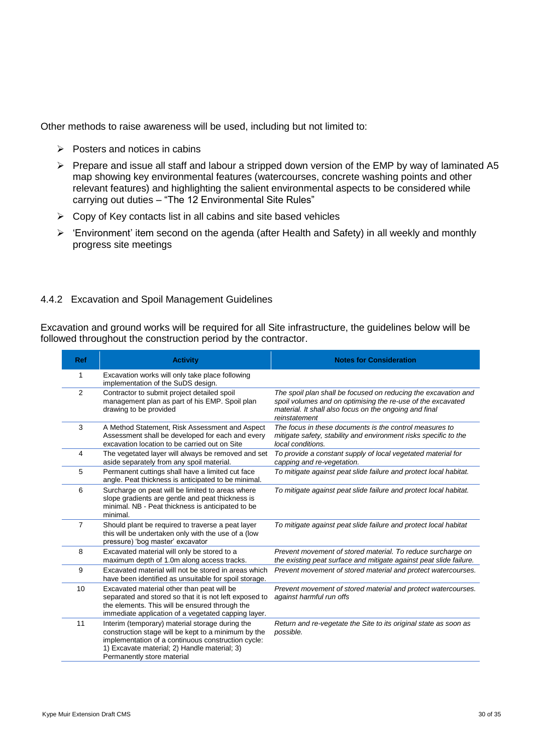Other methods to raise awareness will be used, including but not limited to:

- Posters and notices in cabins
- Prepare and issue all staff and labour a stripped down version of the EMP by way of laminated A5 map showing key environmental features (watercourses, concrete washing points and other relevant features) and highlighting the salient environmental aspects to be considered while carrying out duties – "The 12 Environmental Site Rules"
- Copy of Key contacts list in all cabins and site based vehicles
- 'Environment' item second on the agenda (after Health and Safety) in all weekly and monthly progress site meetings

### 4.4.2 Excavation and Spoil Management Guidelines

Excavation and ground works will be required for all Site infrastructure, the guidelines below will be followed throughout the construction period by the contractor.

| Ref | Activity | Notes for Consideration |
|---|---|---|
| 1 | Excavation works will only take place following implementation of the SuDS design. | |
| 2 | Contractor to submit project detailed spoil management plan as part of his EMP. Spoil plan drawing to be provided | *The spoil plan shall be focused on reducing the excavation and spoil volumes and on optimising the re-use of the excavated material. It shall also focus on the ongoing and final reinstatement* |
| 3 | A Method Statement, Risk Assessment and Aspect Assessment shall be developed for each and every excavation location to be carried out on Site | *The focus in these documents is the control measures to mitigate safety, stability and environment risks specific to the local conditions.* |
| 4 | The vegetated layer will always be removed and set aside separately from any spoil material. | *To provide a constant supply of local vegetated material for capping and re-vegetation.* |
| 5 | Permanent cuttings shall have a limited cut face angle. Peat thickness is anticipated to be minimal. | *To mitigate against peat slide failure and protect local habitat.* |
| 6 | Surcharge on peat will be limited to areas where slope gradients are gentle and peat thickness is minimal. NB - Peat thickness is anticipated to be minimal. | *To mitigate against peat slide failure and protect local habitat.* |
| 7 | Should plant be required to traverse a peat layer this will be undertaken only with the use of a (low pressure) 'bog master' excavator | *To mitigate against peat slide failure and protect local habitat* |
| 8 | Excavated material will only be stored to a maximum depth of 1.0m along access tracks. | *Prevent movement of stored material. To reduce surcharge on the existing peat surface and mitigate against peat slide failure.* |
| 9 | Excavated material will not be stored in areas which have been identified as unsuitable for spoil storage. | *Prevent movement of stored material and protect watercourses.* |
| 10 | Excavated material other than peat will be separated and stored so that it is not left exposed to the elements. This will be ensured through the immediate application of a vegetated capping layer. | *Prevent movement of stored material and protect watercourses. against harmful run offs* |
| 11 | Interim (temporary) material storage during the construction stage will be kept to a minimum by the implementation of a continuous construction cycle: 1) Excavate material; 2) Handle material; 3) Permanently store material | *Return and re-vegetate the Site to its original state as soon as possible.* |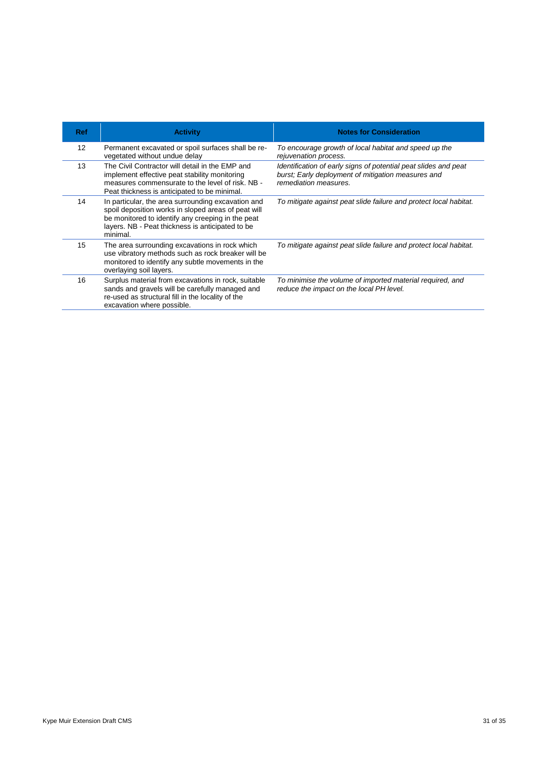| Ref | Activity | Notes for Consideration |
|---|---|---|
| 12 | Permanent excavated or spoil surfaces shall be re-vegetated without undue delay | *To encourage growth of local habitat and speed up the rejuvenation process.* |
| 13 | The Civil Contractor will detail in the EMP and implement effective peat stability monitoring measures commensurate to the level of risk. NB - Peat thickness is anticipated to be minimal. | *Identification of early signs of potential peat slides and peat burst; Early deployment of mitigation measures and remediation measures.* |
| 14 | In particular, the area surrounding excavation and spoil deposition works in sloped areas of peat will be monitored to identify any creeping in the peat layers. NB - Peat thickness is anticipated to be minimal. | *To mitigate against peat slide failure and protect local habitat.* |
| 15 | The area surrounding excavations in rock which use vibratory methods such as rock breaker will be monitored to identify any subtle movements in the overlaying soil layers. | *To mitigate against peat slide failure and protect local habitat.* |
| 16 | Surplus material from excavations in rock, suitable sands and gravels will be carefully managed and re-used as structural fill in the locality of the excavation where possible. | *To minimise the volume of imported material required, and reduce the impact on the local PH level.* |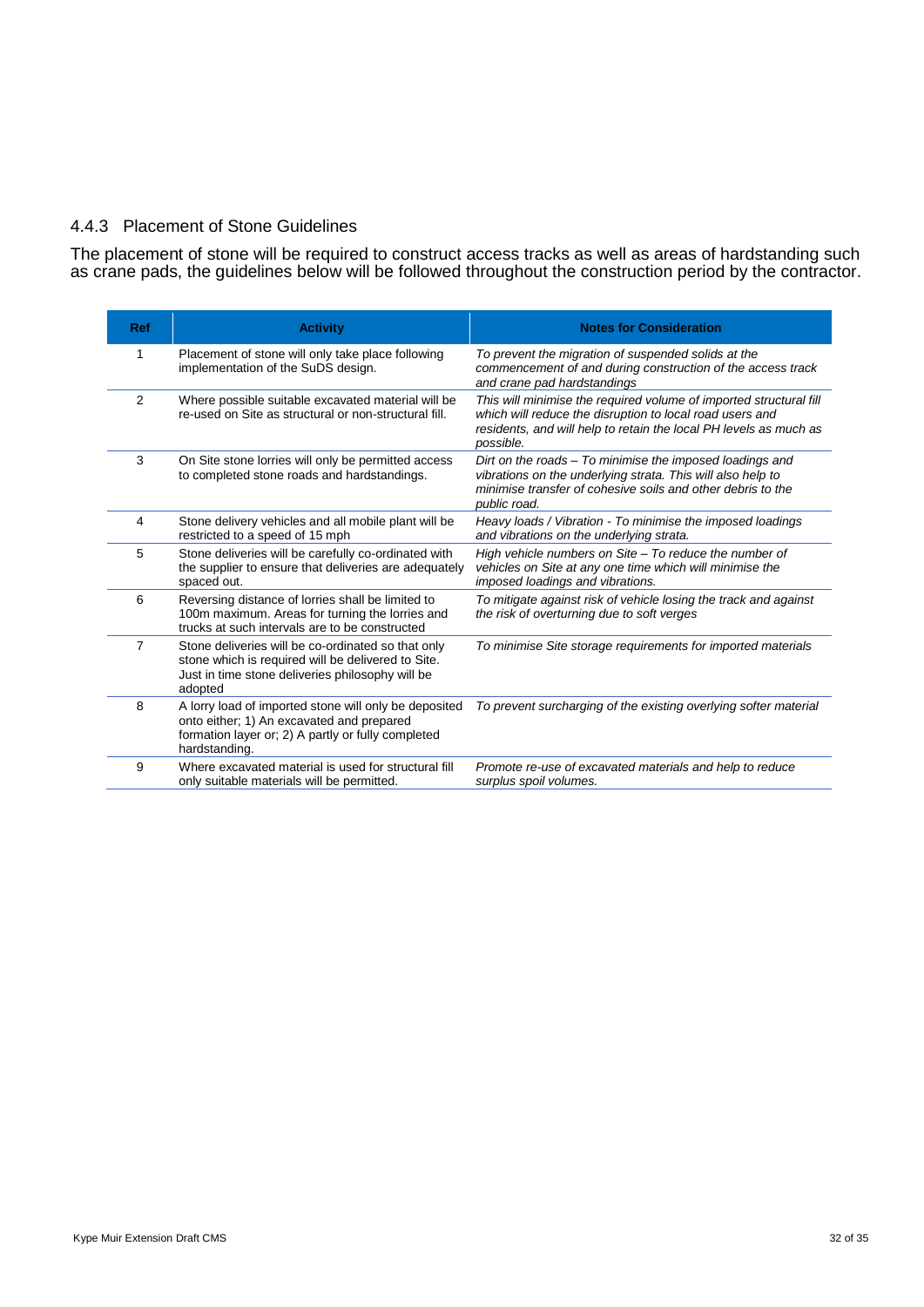### 4.4.3 Placement of Stone Guidelines

The placement of stone will be required to construct access tracks as well as areas of hardstanding such as crane pads, the guidelines below will be followed throughout the construction period by the contractor.

| Ref | Activity | Notes for Consideration |
|---|---|---|
| 1 | Placement of stone will only take place following implementation of the SuDS design. | *To prevent the migration of suspended solids at the commencement of and during construction of the access track and crane pad hardstandings* |
| 2 | Where possible suitable excavated material will be re-used on Site as structural or non-structural fill. | *This will minimise the required volume of imported structural fill which will reduce the disruption to local road users and residents, and will help to retain the local PH levels as much as possible.* |
| 3 | On Site stone lorries will only be permitted access to completed stone roads and hardstandings. | *Dirt on the roads – To minimise the imposed loadings and vibrations on the underlying strata. This will also help to minimise transfer of cohesive soils and other debris to the public road.* |
| 4 | Stone delivery vehicles and all mobile plant will be restricted to a speed of 15 mph | *Heavy loads / Vibration - To minimise the imposed loadings and vibrations on the underlying strata.* |
| 5 | Stone deliveries will be carefully co-ordinated with the supplier to ensure that deliveries are adequately spaced out. | *High vehicle numbers on Site – To reduce the number of vehicles on Site at any one time which will minimise the imposed loadings and vibrations.* |
| 6 | Reversing distance of lorries shall be limited to 100m maximum. Areas for turning the lorries and trucks at such intervals are to be constructed | *To mitigate against risk of vehicle losing the track and against the risk of overturning due to soft verges* |
| 7 | Stone deliveries will be co-ordinated so that only stone which is required will be delivered to Site. Just in time stone deliveries philosophy will be adopted | *To minimise Site storage requirements for imported materials* |
| 8 | A lorry load of imported stone will only be deposited onto either; 1) An excavated and prepared formation layer or; 2) A partly or fully completed hardstanding. | *To prevent surcharging of the existing overlying softer material* |
| 9 | Where excavated material is used for structural fill only suitable materials will be permitted. | *Promote re-use of excavated materials and help to reduce surplus spoil volumes.* |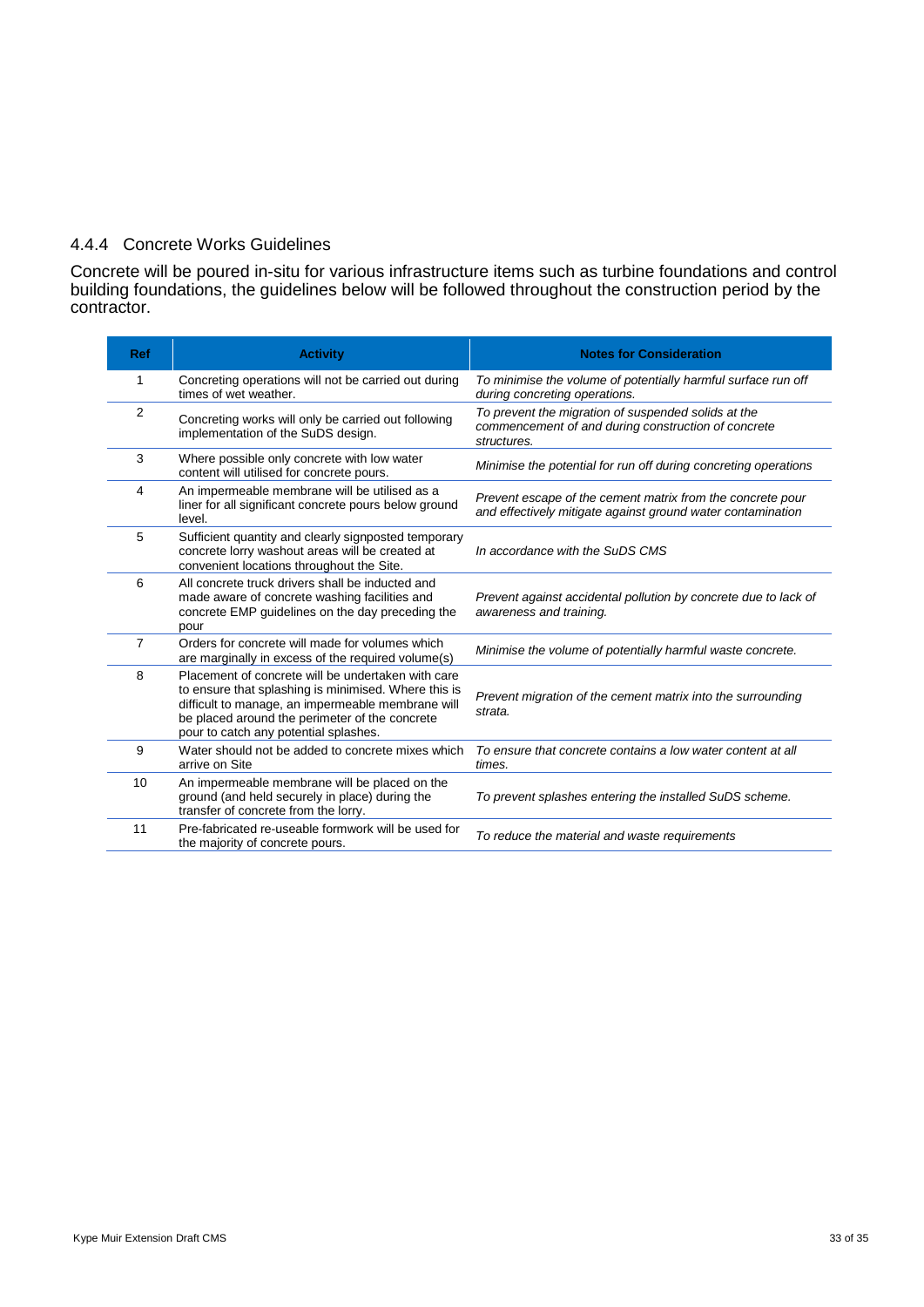### 4.4.4 Concrete Works Guidelines

Concrete will be poured in-situ for various infrastructure items such as turbine foundations and control building foundations, the guidelines below will be followed throughout the construction period by the contractor.

| Ref | Activity | Notes for Consideration |
|---|---|---|
| 1 | Concreting operations will not be carried out during times of wet weather. | *To minimise the volume of potentially harmful surface run off during concreting operations.* |
| 2 | Concreting works will only be carried out following implementation of the SuDS design. | *To prevent the migration of suspended solids at the commencement of and during construction of concrete structures.* |
| 3 | Where possible only concrete with low water content will utilised for concrete pours. | *Minimise the potential for run off during concreting operations* |
| 4 | An impermeable membrane will be utilised as a liner for all significant concrete pours below ground level. | *Prevent escape of the cement matrix from the concrete pour and effectively mitigate against ground water contamination* |
| 5 | Sufficient quantity and clearly signposted temporary concrete lorry washout areas will be created at convenient locations throughout the Site. | *In accordance with the SuDS CMS* |
| 6 | All concrete truck drivers shall be inducted and made aware of concrete washing facilities and concrete EMP guidelines on the day preceding the pour | *Prevent against accidental pollution by concrete due to lack of awareness and training.* |
| 7 | Orders for concrete will made for volumes which are marginally in excess of the required volume(s) | *Minimise the volume of potentially harmful waste concrete.* |
| 8 | Placement of concrete will be undertaken with care to ensure that splashing is minimised. Where this is difficult to manage, an impermeable membrane will be placed around the perimeter of the concrete pour to catch any potential splashes. | *Prevent migration of the cement matrix into the surrounding strata.* |
| 9 | Water should not be added to concrete mixes which arrive on Site | *To ensure that concrete contains a low water content at all times.* |
| 10 | An impermeable membrane will be placed on the ground (and held securely in place) during the transfer of concrete from the lorry. | *To prevent splashes entering the installed SuDS scheme.* |
| 11 | Pre-fabricated re-useable formwork will be used for the majority of concrete pours. | *To reduce the material and waste requirements* |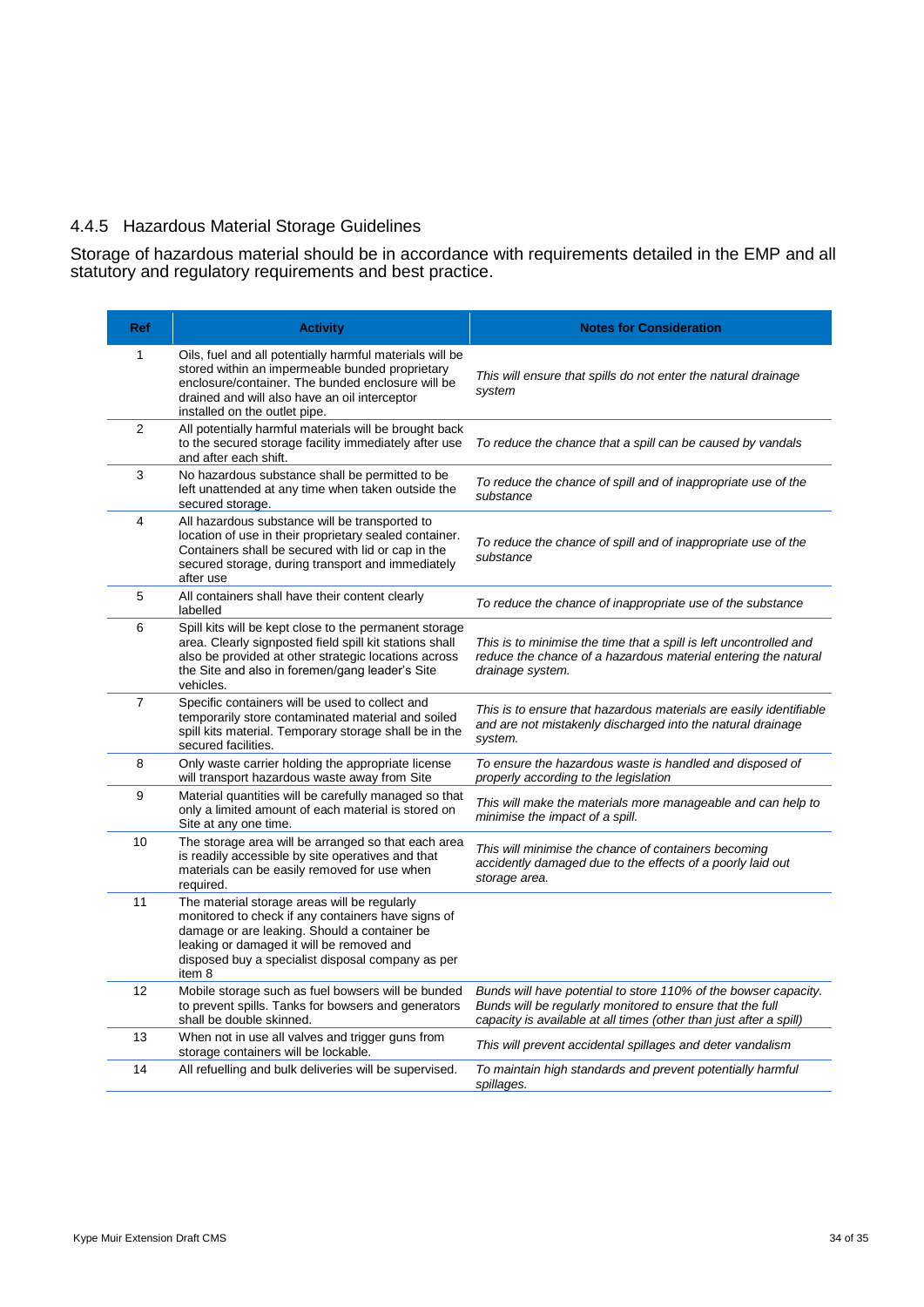### 4.4.5 Hazardous Material Storage Guidelines

Storage of hazardous material should be in accordance with requirements detailed in the EMP and all statutory and regulatory requirements and best practice.

| Ref | Activity | Notes for Consideration |
|---|---|---|
| 1 | Oils, fuel and all potentially harmful materials will be stored within an impermeable bunded proprietary enclosure/container. The bunded enclosure will be drained and will also have an oil interceptor installed on the outlet pipe. | *This will ensure that spills do not enter the natural drainage system* |
| 2 | All potentially harmful materials will be brought back to the secured storage facility immediately after use and after each shift. | *To reduce the chance that a spill can be caused by vandals* |
| 3 | No hazardous substance shall be permitted to be left unattended at any time when taken outside the secured storage. | *To reduce the chance of spill and of inappropriate use of the substance* |
| 4 | All hazardous substance will be transported to location of use in their proprietary sealed container. Containers shall be secured with lid or cap in the secured storage, during transport and immediately after use | *To reduce the chance of spill and of inappropriate use of the substance* |
| 5 | All containers shall have their content clearly labelled | *To reduce the chance of inappropriate use of the substance* |
| 6 | Spill kits will be kept close to the permanent storage area. Clearly signposted field spill kit stations shall also be provided at other strategic locations across the Site and also in foremen/gang leader's Site vehicles. | *This is to minimise the time that a spill is left uncontrolled and reduce the chance of a hazardous material entering the natural drainage system.* |
| 7 | Specific containers will be used to collect and temporarily store contaminated material and soiled spill kits material. Temporary storage shall be in the secured facilities. | *This is to ensure that hazardous materials are easily identifiable and are not mistakenly discharged into the natural drainage system.* |
| 8 | Only waste carrier holding the appropriate license will transport hazardous waste away from Site | *To ensure the hazardous waste is handled and disposed of properly according to the legislation* |
| 9 | Material quantities will be carefully managed so that only a limited amount of each material is stored on Site at any one time. | *This will make the materials more manageable and can help to minimise the impact of a spill.* |
| 10 | The storage area will be arranged so that each area is readily accessible by site operatives and that materials can be easily removed for use when required. | *This will minimise the chance of containers becoming accidently damaged due to the effects of a poorly laid out storage area.* |
| 11 | The material storage areas will be regularly monitored to check if any containers have signs of damage or are leaking. Should a container be leaking or damaged it will be removed and disposed buy a specialist disposal company as per item 8 | |
| 12 | Mobile storage such as fuel bowsers will be bunded to prevent spills. Tanks for bowsers and generators shall be double skinned. | *Bunds will have potential to store 110% of the bowser capacity. Bunds will be regularly monitored to ensure that the full capacity is available at all times (other than just after a spill)* |
| 13 | When not in use all valves and trigger guns from storage containers will be lockable. | *This will prevent accidental spillages and deter vandalism* |
| 14 | All refuelling and bulk deliveries will be supervised. | *To maintain high standards and prevent potentially harmful spillages.* |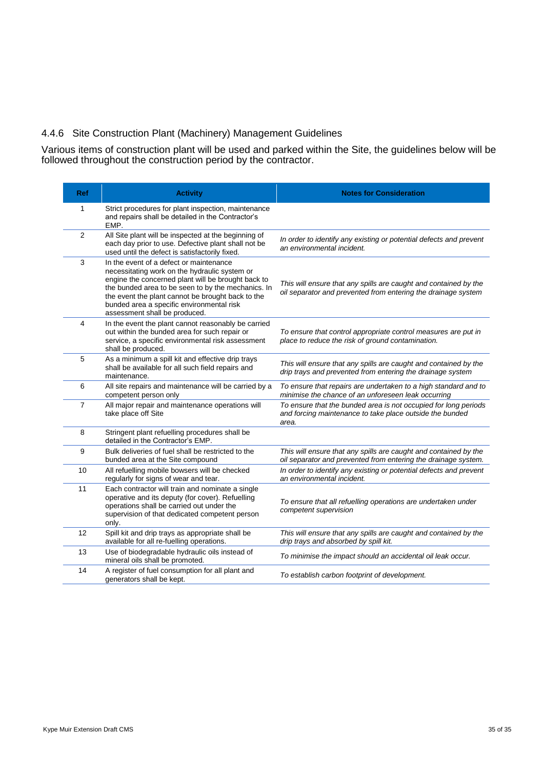### 4.4.6 Site Construction Plant (Machinery) Management Guidelines

Various items of construction plant will be used and parked within the Site, the guidelines below will be followed throughout the construction period by the contractor.

| Ref | Activity | Notes for Consideration |
|---|---|---|
| 1 | Strict procedures for plant inspection, maintenance and repairs shall be detailed in the Contractor's EMP. | |
| 2 | All Site plant will be inspected at the beginning of each day prior to use. Defective plant shall not be used until the defect is satisfactorily fixed. | *In order to identify any existing or potential defects and prevent an environmental incident.* |
| 3 | In the event of a defect or maintenance necessitating work on the hydraulic system or engine the concerned plant will be brought back to the bunded area to be seen to by the mechanics. In the event the plant cannot be brought back to the bunded area a specific environmental risk assessment shall be produced. | *This will ensure that any spills are caught and contained by the oil separator and prevented from entering the drainage system* |
| 4 | In the event the plant cannot reasonably be carried out within the bunded area for such repair or service, a specific environmental risk assessment shall be produced. | *To ensure that control appropriate control measures are put in place to reduce the risk of ground contamination.* |
| 5 | As a minimum a spill kit and effective drip trays shall be available for all such field repairs and maintenance. | *This will ensure that any spills are caught and contained by the drip trays and prevented from entering the drainage system* |
| 6 | All site repairs and maintenance will be carried by a competent person only | *To ensure that repairs are undertaken to a high standard and to minimise the chance of an unforeseen leak occurring* |
| 7 | All major repair and maintenance operations will take place off Site | *To ensure that the bunded area is not occupied for long periods and forcing maintenance to take place outside the bunded area.* |
| 8 | Stringent plant refuelling procedures shall be detailed in the Contractor's EMP. | |
| 9 | Bulk deliveries of fuel shall be restricted to the bunded area at the Site compound | *This will ensure that any spills are caught and contained by the oil separator and prevented from entering the drainage system.* |
| 10 | All refuelling mobile bowsers will be checked regularly for signs of wear and tear. | *In order to identify any existing or potential defects and prevent an environmental incident.* |
| 11 | Each contractor will train and nominate a single operative and its deputy (for cover). Refuelling operations shall be carried out under the supervision of that dedicated competent person only. | *To ensure that all refuelling operations are undertaken under competent supervision* |
| 12 | Spill kit and drip trays as appropriate shall be available for all re-fueling operations. | *This will ensure that any spills are caught and contained by the drip trays and absorbed by spill kit.* |
| 13 | Use of biodegradable hydraulic oils instead of mineral oils shall be promoted. | *To minimise the impact should an accidental oil leak occur.* |
| 14 | A register of fuel consumption for all plant and generators shall be kept. | *To establish carbon footprint of development.* |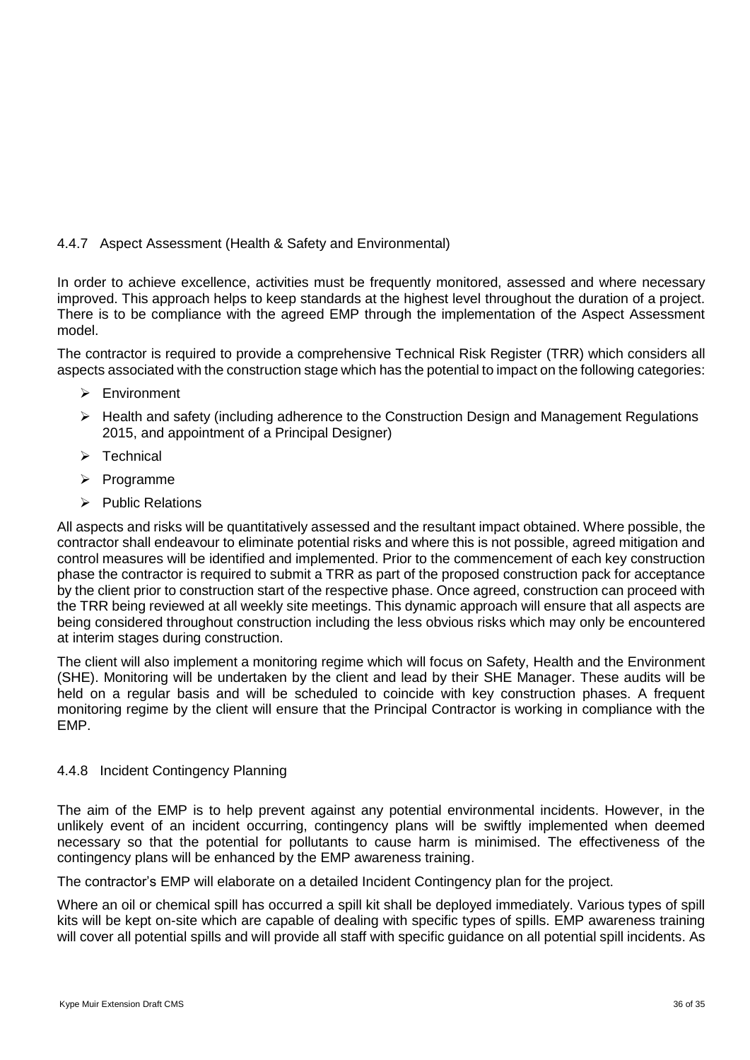#### 4.4.7 Aspect Assessment (Health & Safety and Environmental)

In order to achieve excellence, activities must be frequently monitored, assessed and where necessary improved. This approach helps to keep standards at the highest level throughout the duration of a project. There is to be compliance with the agreed EMP through the implementation of the Aspect Assessment model.

The contractor is required to provide a comprehensive Technical Risk Register (TRR) which considers all aspects associated with the construction stage which has the potential to impact on the following categories:

- Environment
- Health and safety (including adherence to the Construction Design and Management Regulations 2015, and appointment of a Principal Designer)
- Technical
- Programme
- Public Relations

All aspects and risks will be quantitatively assessed and the resultant impact obtained. Where possible, the contractor shall endeavour to eliminate potential risks and where this is not possible, agreed mitigation and control measures will be identified and implemented. Prior to the commencement of each key construction phase the contractor is required to submit a TRR as part of the proposed construction pack for acceptance by the client prior to construction start of the respective phase. Once agreed, construction can proceed with the TRR being reviewed at all weekly site meetings. This dynamic approach will ensure that all aspects are being considered throughout construction including the less obvious risks which may only be encountered at interim stages during construction.

The client will also implement a monitoring regime which will focus on Safety, Health and the Environment (SHE). Monitoring will be undertaken by the client and lead by their SHE Manager. These audits will be held on a regular basis and will be scheduled to coincide with key construction phases. A frequent monitoring regime by the client will ensure that the Principal Contractor is working in compliance with the EMP.

#### 4.4.8 Incident Contingency Planning

The aim of the EMP is to help prevent against any potential environmental incidents. However, in the unlikely event of an incident occurring, contingency plans will be swiftly implemented when deemed necessary so that the potential for pollutants to cause harm is minimised. The effectiveness of the contingency plans will be enhanced by the EMP awareness training.

The contractor's EMP will elaborate on a detailed Incident Contingency plan for the project.

Where an oil or chemical spill has occurred a spill kit shall be deployed immediately. Various types of spill kits will be kept on-site which are capable of dealing with specific types of spills. EMP awareness training will cover all potential spills and will provide all staff with specific guidance on all potential spill incidents. As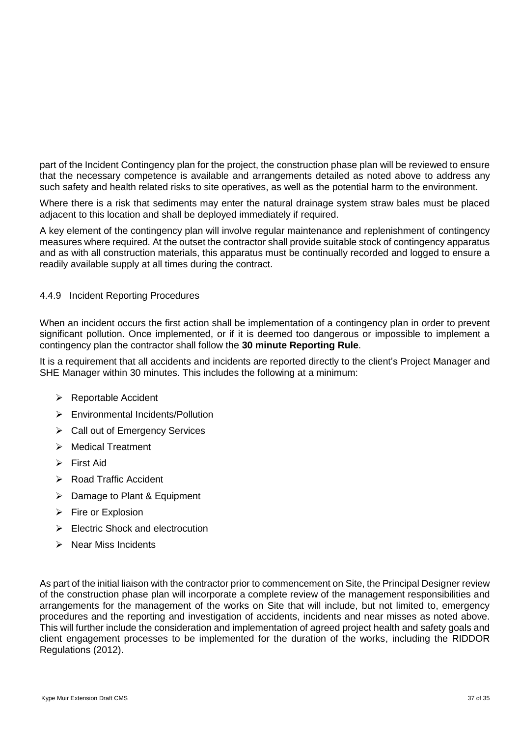part of the Incident Contingency plan for the project, the construction phase plan will be reviewed to ensure that the necessary competence is available and arrangements detailed as noted above to address any such safety and health related risks to site operatives, as well as the potential harm to the environment.

Where there is a risk that sediments may enter the natural drainage system straw bales must be placed adjacent to this location and shall be deployed immediately if required.

A key element of the contingency plan will involve regular maintenance and replenishment of contingency measures where required. At the outset the contractor shall provide suitable stock of contingency apparatus and as with all construction materials, this apparatus must be continually recorded and logged to ensure a readily available supply at all times during the contract.

#### 4.4.9 Incident Reporting Procedures

When an incident occurs the first action shall be implementation of a contingency plan in order to prevent significant pollution. Once implemented, or if it is deemed too dangerous or impossible to implement a contingency plan the contractor shall follow the **30 minute Reporting Rule**.

It is a requirement that all accidents and incidents are reported directly to the client's Project Manager and SHE Manager within 30 minutes. This includes the following at a minimum:

- Reportable Accident
- Environmental Incidents/Pollution
- Call out of Emergency Services
- Medical Treatment
- First Aid
- Road Traffic Accident
- Damage to Plant & Equipment
- Fire or Explosion
- Electric Shock and electrocution
- Near Miss Incidents

As part of the initial liaison with the contractor prior to commencement on Site, the Principal Designer review of the construction phase plan will incorporate a complete review of the management responsibilities and arrangements for the management of the works on Site that will include, but not limited to, emergency procedures and the reporting and investigation of accidents, incidents and near misses as noted above. This will further include the consideration and implementation of agreed project health and safety goals and client engagement processes to be implemented for the duration of the works, including the RIDDOR Regulations (2012).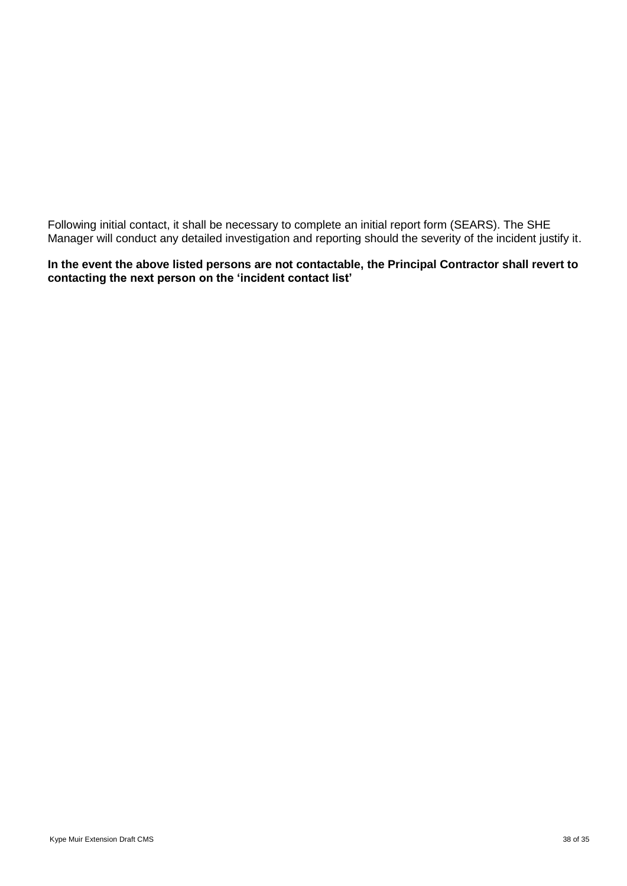Following initial contact, it shall be necessary to complete an initial report form (SEARS). The SHE Manager will conduct any detailed investigation and reporting should the severity of the incident justify it.

**In the event the above listed persons are not contactable, the Principal Contractor shall revert to contacting the next person on the 'incident contact list'**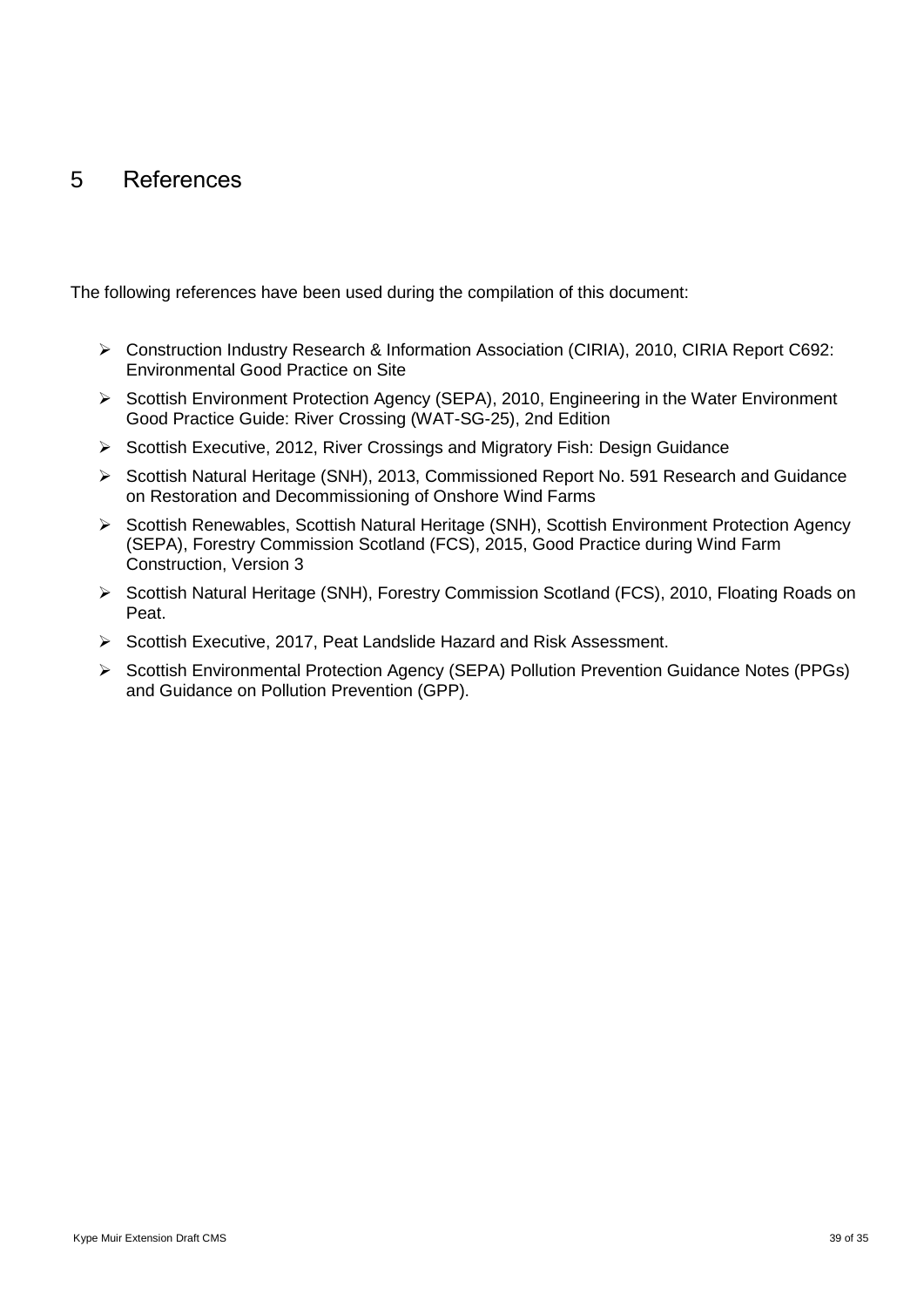# 5 References

The following references have been used during the compilation of this document:

- Construction Industry Research & Information Association (CIRIA), 2010, CIRIA Report C692: Environmental Good Practice on Site
- Scottish Environment Protection Agency (SEPA), 2010, Engineering in the Water Environment Good Practice Guide: River Crossing (WAT-SG-25), 2nd Edition
- Scottish Executive, 2012, River Crossings and Migratory Fish: Design Guidance
- Scottish Natural Heritage (SNH), 2013, Commissioned Report No. 591 Research and Guidance on Restoration and Decommissioning of Onshore Wind Farms
- Scottish Renewables, Scottish Natural Heritage (SNH), Scottish Environment Protection Agency (SEPA), Forestry Commission Scotland (FCS), 2015, Good Practice during Wind Farm Construction, Version 3
- Scottish Natural Heritage (SNH), Forestry Commission Scotland (FCS), 2010, Floating Roads on Peat.
- Scottish Executive, 2017, Peat Landslide Hazard and Risk Assessment.
- Scottish Environmental Protection Agency (SEPA) Pollution Prevention Guidance Notes (PPGs) and Guidance on Pollution Prevention (GPP).